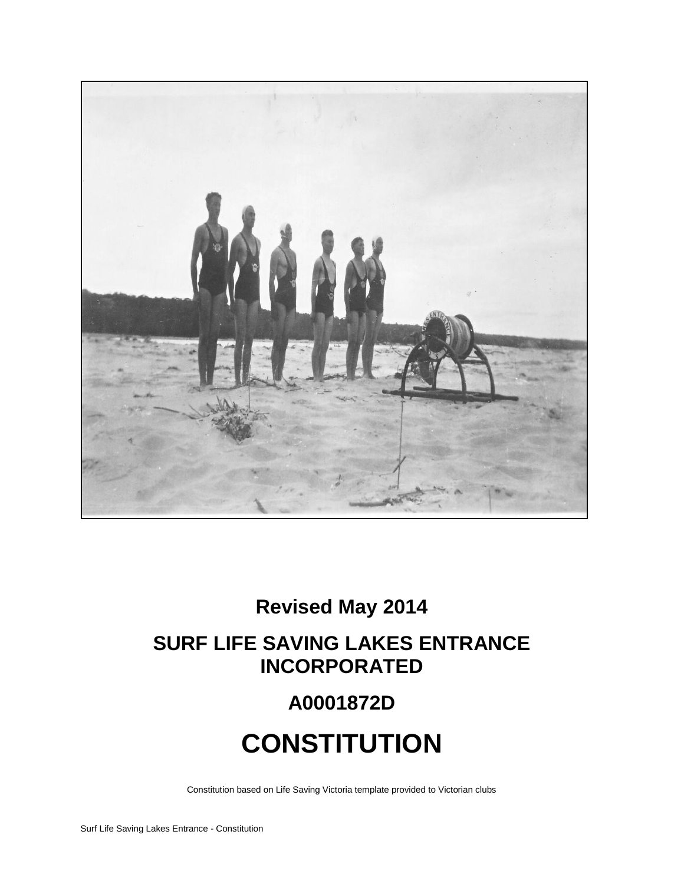**Revised May 2014**

# SURF LIFE SAVING LAKES ENTRANCE INCORPORATED

## A0001872D

# CONSTITUTION

Constitution based on Life Saving Victoria template provided to Victorian clubs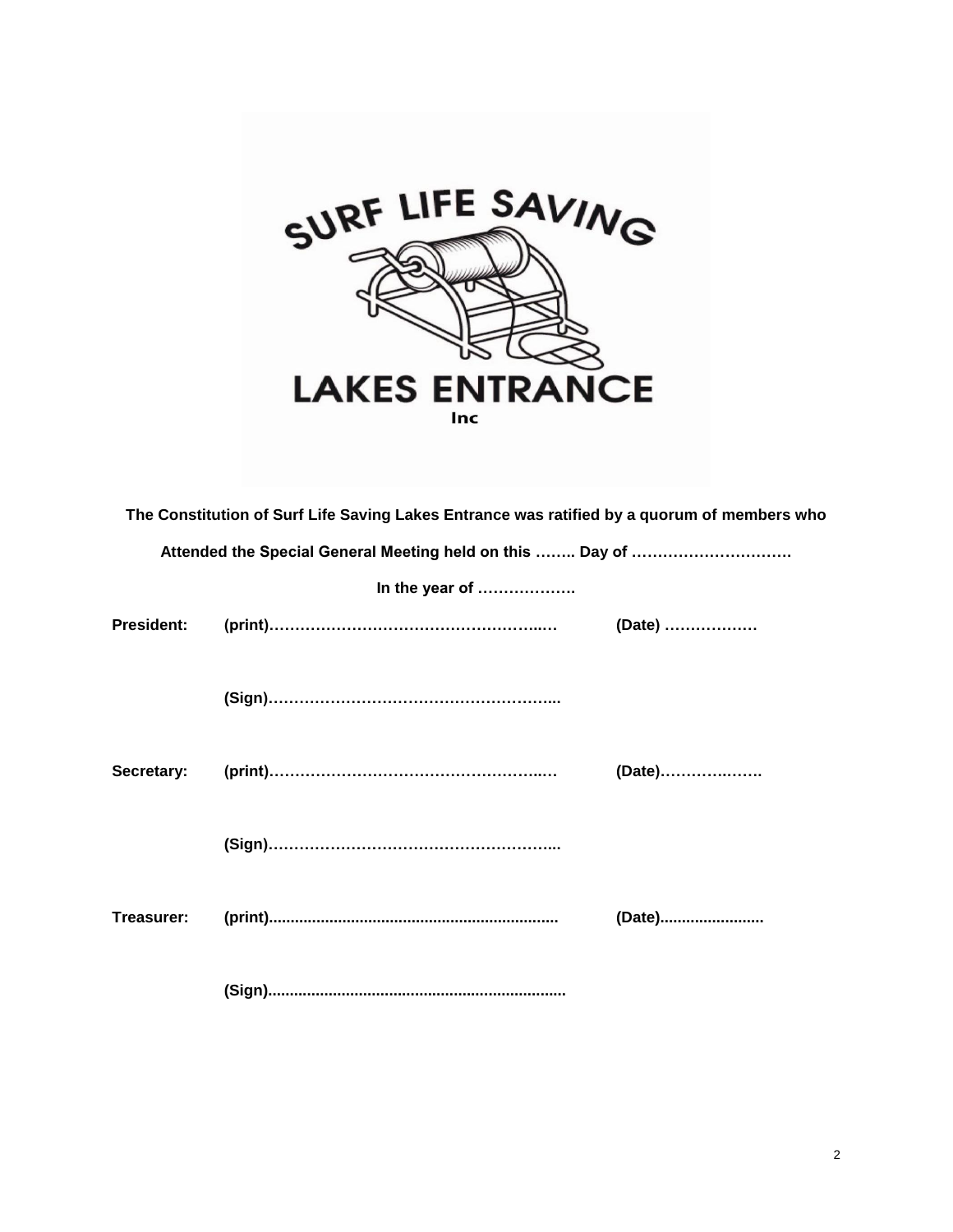**The Constitution of Surf Life Saving Lakes Entrance was ratified by a quorum of members who**

**Attended the Special General Meeting held on this …….. Day of ………………………….**

**In the year of ……………….**

**President:** **(print)……………………………………………..…** **(Date) ………………**

**(Sign)………………………………………………...**

**Secretary:** **(print)……………………………………………..…** **(Date)……………..…….**

**(Sign)………………………………………………...**

**Treasurer:** **(print).................................................................** **(Date).......................**

**(Sign)...................................................................**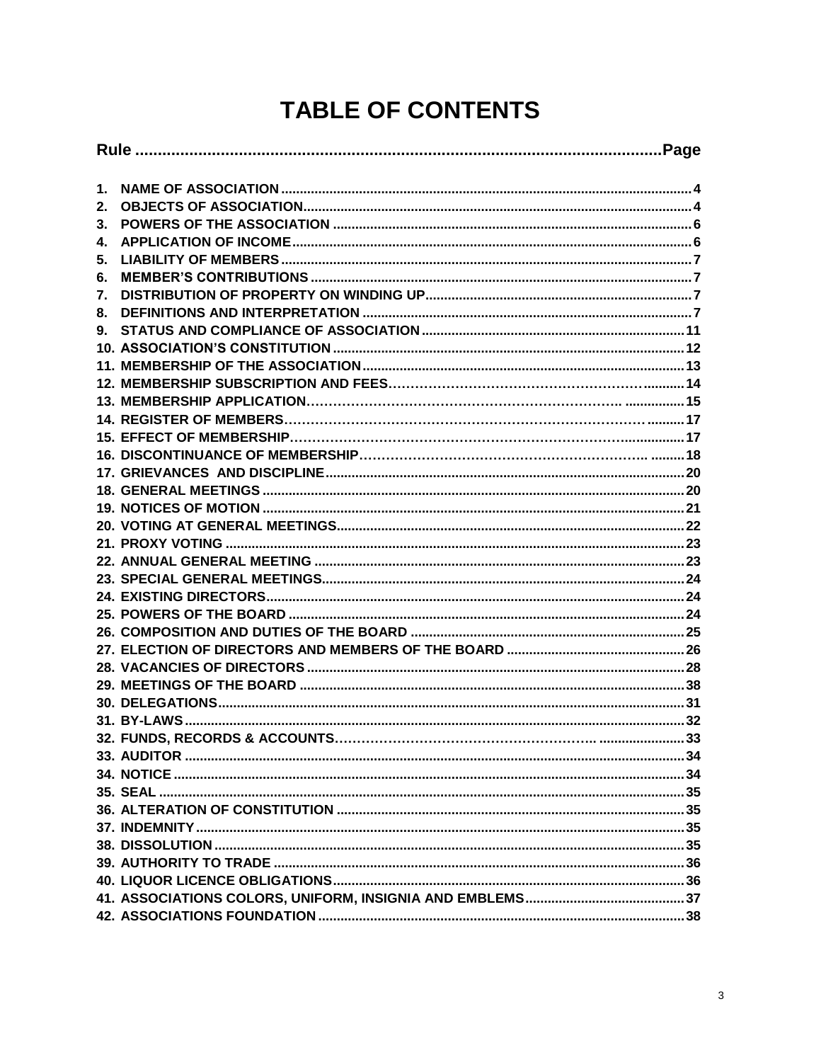# TABLE OF CONTENTS

| Rule | Page |
|---|---|
| 1. NAME OF ASSOCIATION | 4 |
| 2. OBJECTS OF ASSOCIATION | 4 |
| 3. POWERS OF THE ASSOCIATION | 6 |
| 4. APPLICATION OF INCOME | 6 |
| 5. LIABILITY OF MEMBERS | 7 |
| 6. MEMBER'S CONTRIBUTIONS | 7 |
| 7. DISTRIBUTION OF PROPERTY ON WINDING UP | 7 |
| 8. DEFINITIONS AND INTERPRETATION | 7 |
| 9. STATUS AND COMPLIANCE OF ASSOCIATION | 11 |
| 10. ASSOCIATION'S CONSTITUTION | 12 |
| 11. MEMBERSHIP OF THE ASSOCIATION | 13 |
| 12. MEMBERSHIP SUBSCRIPTION AND FEES | 14 |
| 13. MEMBERSHIP APPLICATION | 15 |
| 14. REGISTER OF MEMBERS | 17 |
| 15. EFFECT OF MEMBERSHIP | 17 |
| 16. DISCONTINUANCE OF MEMBERSHIP | 18 |
| 17. GRIEVANCES AND DISCIPLINE | 20 |
| 18. GENERAL MEETINGS | 20 |
| 19. NOTICES OF MOTION | 21 |
| 20. VOTING AT GENERAL MEETINGS | 22 |
| 21. PROXY VOTING | 23 |
| 22. ANNUAL GENERAL MEETING | 23 |
| 23. SPECIAL GENERAL MEETINGS | 24 |
| 24. EXISTING DIRECTORS | 24 |
| 25. POWERS OF THE BOARD | 24 |
| 26. COMPOSITION AND DUTIES OF THE BOARD | 25 |
| 27. ELECTION OF DIRECTORS AND MEMBERS OF THE BOARD | 26 |
| 28. VACANCIES OF DIRECTORS | 28 |
| 29. MEETINGS OF THE BOARD | 38 |
| 30. DELEGATIONS | 31 |
| 31. BY-LAWS | 32 |
| 32. FUNDS, RECORDS & ACCOUNTS | 33 |
| 33. AUDITOR | 34 |
| 34. NOTICE | 34 |
| 35. SEAL | 35 |
| 36. ALTERATION OF CONSTITUTION | 35 |
| 37. INDEMNITY | 35 |
| 38. DISSOLUTION | 35 |
| 39. AUTHORITY TO TRADE | 36 |
| 40. LIQUOR LICENCE OBLIGATIONS | 36 |
| 41. ASSOCIATIONS COLORS, UNIFORM, INSIGNIA AND EMBLEMS | 37 |
| 42. ASSOCIATIONS FOUNDATION | 38 |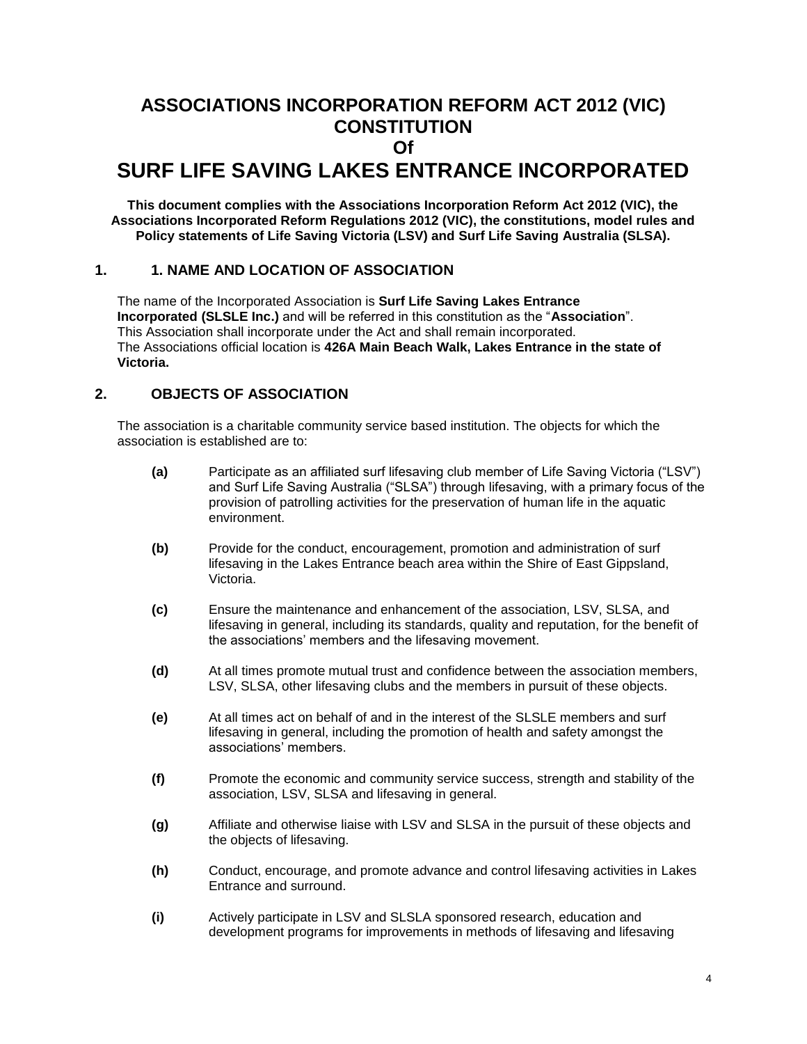# ASSOCIATIONS INCORPORATION REFORM ACT 2012 (VIC) CONSTITUTION Of

# SURF LIFE SAVING LAKES ENTRANCE INCORPORATED

**This document complies with the Associations Incorporation Reform Act 2012 (VIC), the Associations Incorporated Reform Regulations 2012 (VIC), the constitutions, model rules and Policy statements of Life Saving Victoria (LSV) and Surf Life Saving Australia (SLSA).**

## 1. 1. NAME AND LOCATION OF ASSOCIATION

The name of the Incorporated Association is **Surf Life Saving Lakes Entrance Incorporated (SLSLE Inc.)** and will be referred in this constitution as the "**Association**".
This Association shall incorporate under the Act and shall remain incorporated.
The Associations official location is **426A Main Beach Walk, Lakes Entrance in the state of Victoria.**

## 2. OBJECTS OF ASSOCIATION

The association is a charitable community service based institution. The objects for which the association is established are to:

**(a)** Participate as an affiliated surf lifesaving club member of Life Saving Victoria ("LSV") and Surf Life Saving Australia ("SLSA") through lifesaving, with a primary focus of the provision of patrolling activities for the preservation of human life in the aquatic environment.

**(b)** Provide for the conduct, encouragement, promotion and administration of surf lifesaving in the Lakes Entrance beach area within the Shire of East Gippsland, Victoria.

**(c)** Ensure the maintenance and enhancement of the association, LSV, SLSA, and lifesaving in general, including its standards, quality and reputation, for the benefit of the associations' members and the lifesaving movement.

**(d)** At all times promote mutual trust and confidence between the association members, LSV, SLSA, other lifesaving clubs and the members in pursuit of these objects.

**(e)** At all times act on behalf of and in the interest of the SLSLE members and surf lifesaving in general, including the promotion of health and safety amongst the associations' members.

**(f)** Promote the economic and community service success, strength and stability of the association, LSV, SLSA and lifesaving in general.

**(g)** Affiliate and otherwise liaise with LSV and SLSA in the pursuit of these objects and the objects of lifesaving.

**(h)** Conduct, encourage, and promote advance and control lifesaving activities in Lakes Entrance and surround.

**(i)** Actively participate in LSV and SLSLA sponsored research, education and development programs for improvements in methods of lifesaving and lifesaving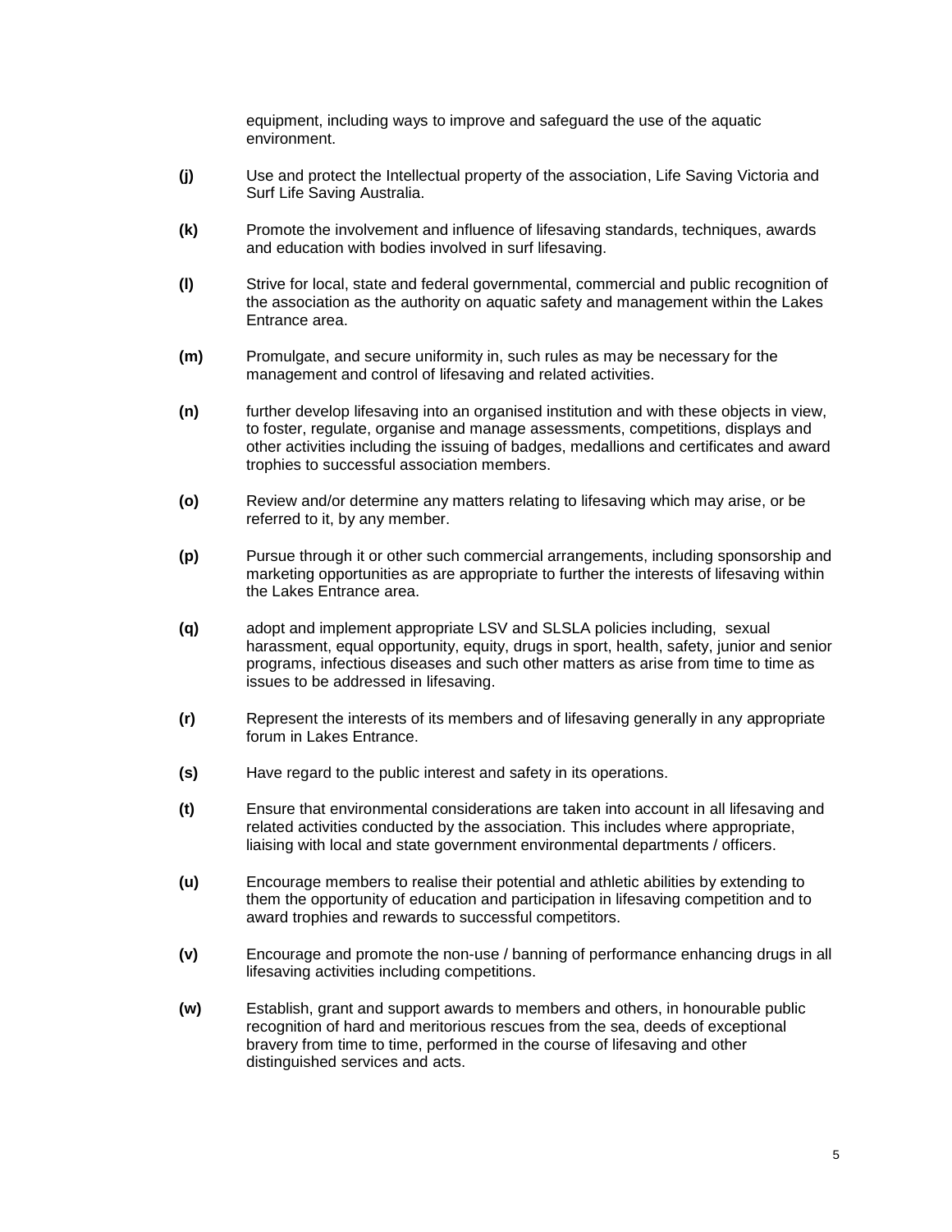equipment, including ways to improve and safeguard the use of the aquatic environment.

**(j)** Use and protect the Intellectual property of the association, Life Saving Victoria and Surf Life Saving Australia.

**(k)** Promote the involvement and influence of lifesaving standards, techniques, awards and education with bodies involved in surf lifesaving.

**(l)** Strive for local, state and federal governmental, commercial and public recognition of the association as the authority on aquatic safety and management within the Lakes Entrance area.

**(m)** Promulgate, and secure uniformity in, such rules as may be necessary for the management and control of lifesaving and related activities.

**(n)** further develop lifesaving into an organised institution and with these objects in view, to foster, regulate, organise and manage assessments, competitions, displays and other activities including the issuing of badges, medallions and certificates and award trophies to successful association members.

**(o)** Review and/or determine any matters relating to lifesaving which may arise, or be referred to it, by any member.

**(p)** Pursue through it or other such commercial arrangements, including sponsorship and marketing opportunities as are appropriate to further the interests of lifesaving within the Lakes Entrance area.

**(q)** adopt and implement appropriate LSV and SLSLA policies including, sexual harassment, equal opportunity, equity, drugs in sport, health, safety, junior and senior programs, infectious diseases and such other matters as arise from time to time as issues to be addressed in lifesaving.

**(r)** Represent the interests of its members and of lifesaving generally in any appropriate forum in Lakes Entrance.

**(s)** Have regard to the public interest and safety in its operations.

**(t)** Ensure that environmental considerations are taken into account in all lifesaving and related activities conducted by the association. This includes where appropriate, liaising with local and state government environmental departments / officers.

**(u)** Encourage members to realise their potential and athletic abilities by extending to them the opportunity of education and participation in lifesaving competition and to award trophies and rewards to successful competitors.

**(v)** Encourage and promote the non-use / banning of performance enhancing drugs in all lifesaving activities including competitions.

**(w)** Establish, grant and support awards to members and others, in honourable public recognition of hard and meritorious rescues from the sea, deeds of exceptional bravery from time to time, performed in the course of lifesaving and other distinguished services and acts.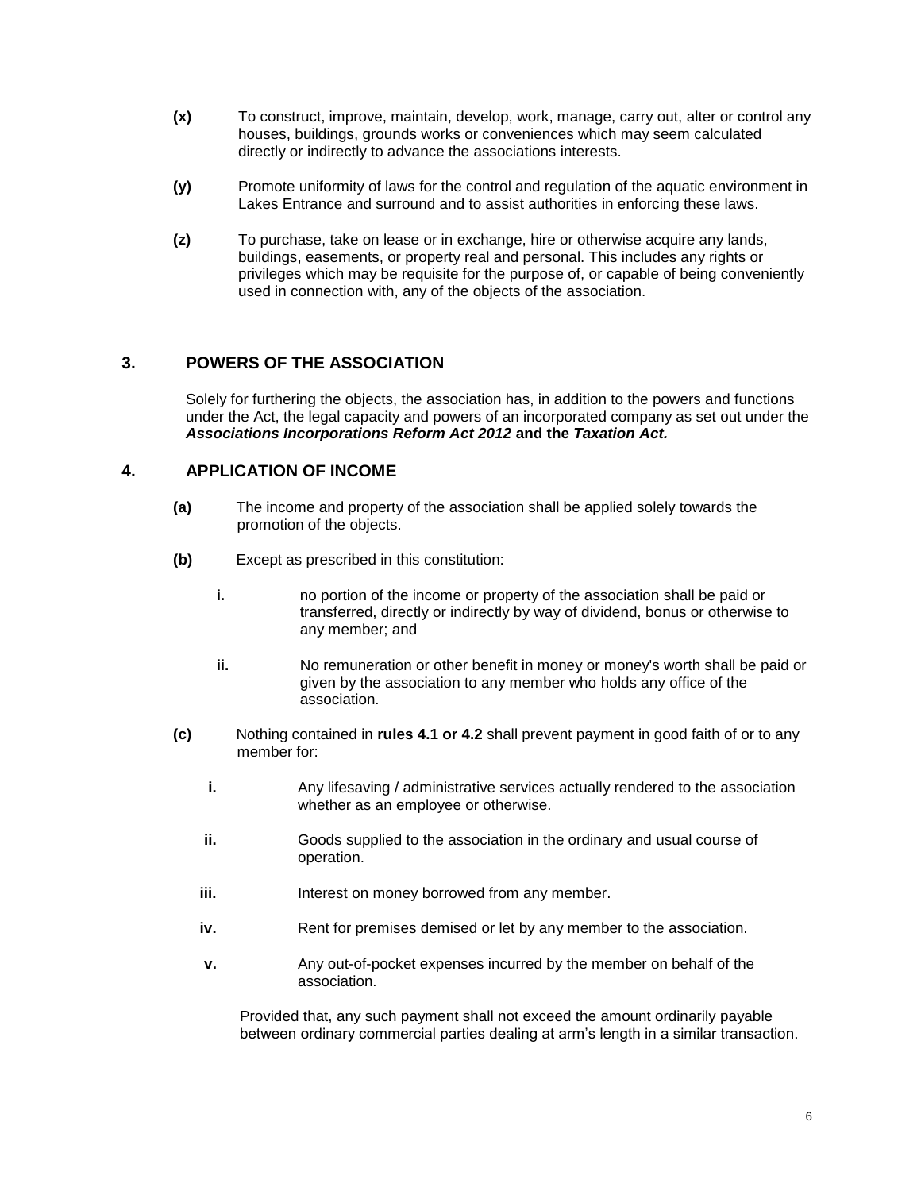**(x)** To construct, improve, maintain, develop, work, manage, carry out, alter or control any houses, buildings, grounds works or conveniences which may seem calculated directly or indirectly to advance the associations interests.

**(y)** Promote uniformity of laws for the control and regulation of the aquatic environment in Lakes Entrance and surround and to assist authorities in enforcing these laws.

**(z)** To purchase, take on lease or in exchange, hire or otherwise acquire any lands, buildings, easements, or property real and personal. This includes any rights or privileges which may be requisite for the purpose of, or capable of being conveniently used in connection with, any of the objects of the association.

## 3. POWERS OF THE ASSOCIATION

Solely for furthering the objects, the association has, in addition to the powers and functions under the Act, the legal capacity and powers of an incorporated company as set out under the ***Associations Incorporations Reform Act 2012*** **and the** ***Taxation Act.***

## 4. APPLICATION OF INCOME

**(a)** The income and property of the association shall be applied solely towards the promotion of the objects.

**(b)** Except as prescribed in this constitution:

- **i.** no portion of the income or property of the association shall be paid or transferred, directly or indirectly by way of dividend, bonus or otherwise to any member; and
- **ii.** No remuneration or other benefit in money or money's worth shall be paid or given by the association to any member who holds any office of the association.

**(c)** Nothing contained in **rules 4.1 or 4.2** shall prevent payment in good faith of or to any member for:

- **i.** Any lifesaving / administrative services actually rendered to the association whether as an employee or otherwise.
- **ii.** Goods supplied to the association in the ordinary and usual course of operation.
- **iii.** Interest on money borrowed from any member.
- **iv.** Rent for premises demised or let by any member to the association.
- **v.** Any out-of-pocket expenses incurred by the member on behalf of the association.

Provided that, any such payment shall not exceed the amount ordinarily payable between ordinary commercial parties dealing at arm's length in a similar transaction.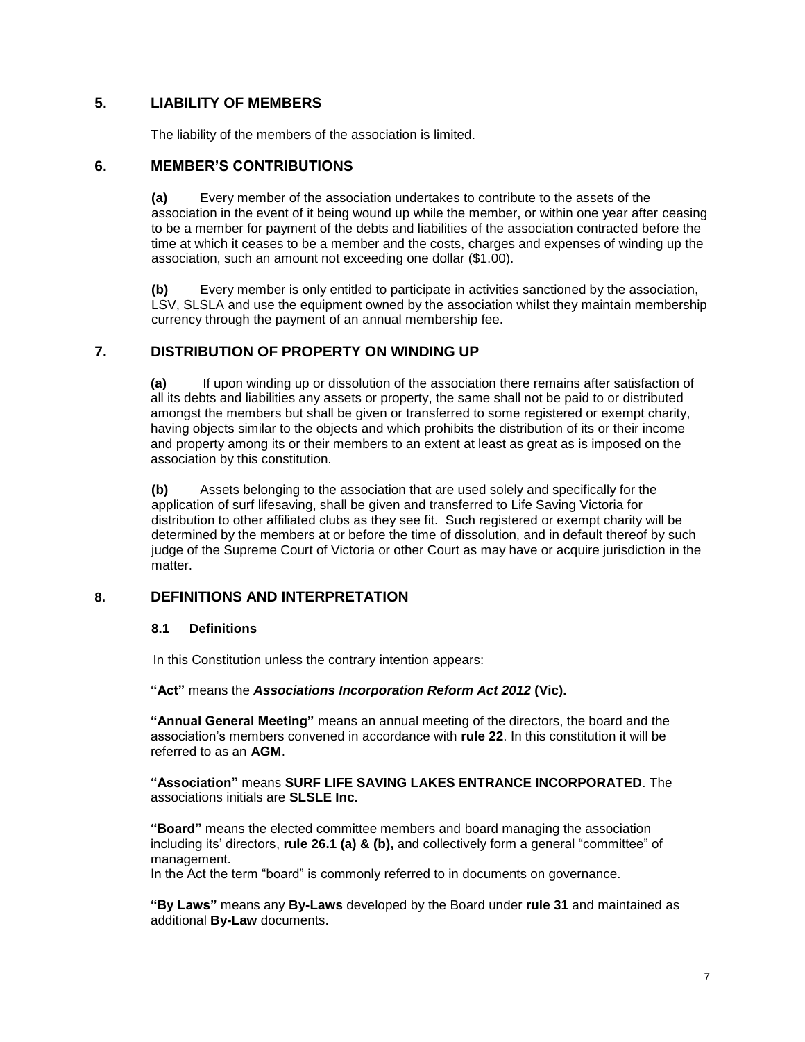## 5. LIABILITY OF MEMBERS

The liability of the members of the association is limited.

## 6. MEMBER'S CONTRIBUTIONS

**(a)** Every member of the association undertakes to contribute to the assets of the association in the event of it being wound up while the member, or within one year after ceasing to be a member for payment of the debts and liabilities of the association contracted before the time at which it ceases to be a member and the costs, charges and expenses of winding up the association, such an amount not exceeding one dollar ($1.00).

**(b)** Every member is only entitled to participate in activities sanctioned by the association, LSV, SLSLA and use the equipment owned by the association whilst they maintain membership currency through the payment of an annual membership fee.

## 7. DISTRIBUTION OF PROPERTY ON WINDING UP

**(a)** If upon winding up or dissolution of the association there remains after satisfaction of all its debts and liabilities any assets or property, the same shall not be paid to or distributed amongst the members but shall be given or transferred to some registered or exempt charity, having objects similar to the objects and which prohibits the distribution of its or their income and property among its or their members to an extent at least as great as is imposed on the association by this constitution.

**(b)** Assets belonging to the association that are used solely and specifically for the application of surf lifesaving, shall be given and transferred to Life Saving Victoria for distribution to other affiliated clubs as they see fit. Such registered or exempt charity will be determined by the members at or before the time of dissolution, and in default thereof by such judge of the Supreme Court of Victoria or other Court as may have or acquire jurisdiction in the matter.

## 8. DEFINITIONS AND INTERPRETATION

### 8.1 Definitions

In this Constitution unless the contrary intention appears:

**"Act"** means the ***Associations Incorporation Reform Act 2012* (Vic).**

**"Annual General Meeting"** means an annual meeting of the directors, the board and the association's members convened in accordance with **rule 22**. In this constitution it will be referred to as an **AGM**.

**"Association"** means **SURF LIFE SAVING LAKES ENTRANCE INCORPORATED**. The associations initials are **SLSLE Inc.**

**"Board"** means the elected committee members and board managing the association including its' directors, **rule 26.1 (a) & (b),** and collectively form a general "committee" of management.
In the Act the term "board" is commonly referred to in documents on governance.

**"By Laws"** means any **By-Laws** developed by the Board under **rule 31** and maintained as additional **By-Law** documents.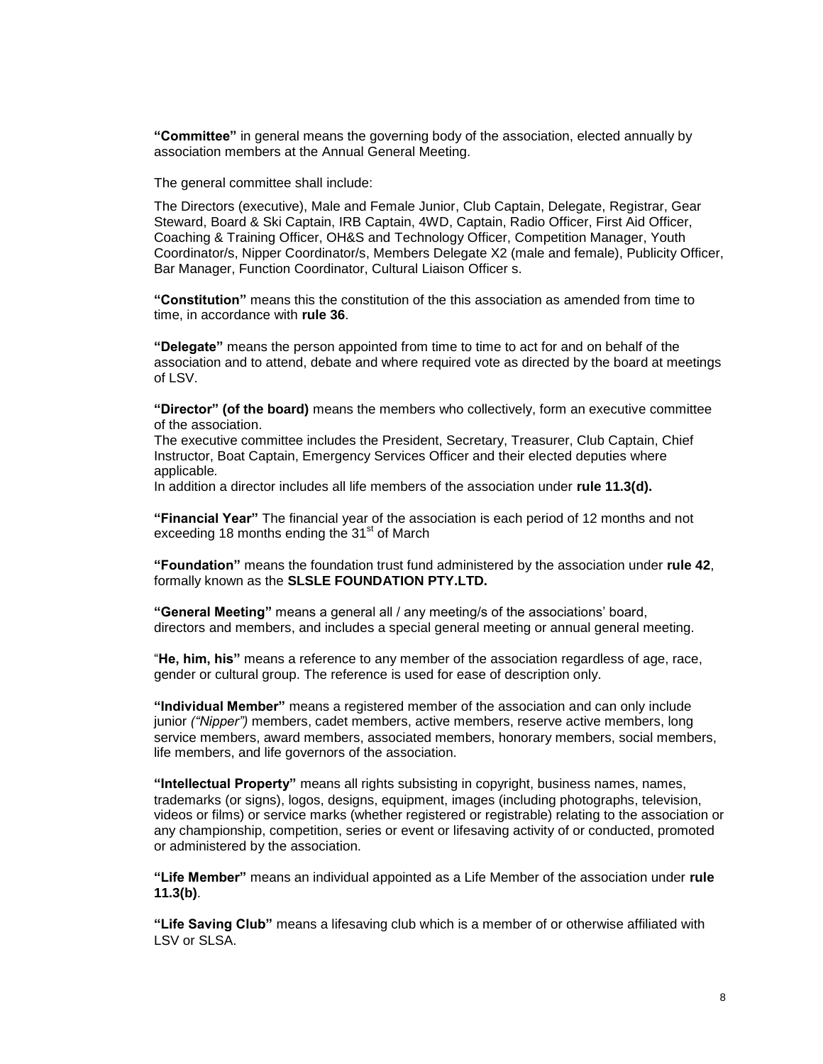**"Committee"** in general means the governing body of the association, elected annually by association members at the Annual General Meeting.

The general committee shall include:

The Directors (executive), Male and Female Junior, Club Captain, Delegate, Registrar, Gear Steward, Board & Ski Captain, IRB Captain, 4WD, Captain, Radio Officer, First Aid Officer, Coaching & Training Officer, OH&S and Technology Officer, Competition Manager, Youth Coordinator/s, Nipper Coordinator/s, Members Delegate X2 (male and female), Publicity Officer, Bar Manager, Function Coordinator, Cultural Liaison Officer s.

**"Constitution"** means this the constitution of the this association as amended from time to time, in accordance with **rule 36**.

**"Delegate"** means the person appointed from time to time to act for and on behalf of the association and to attend, debate and where required vote as directed by the board at meetings of LSV.

**"Director" (of the board)** means the members who collectively, form an executive committee of the association.
The executive committee includes the President, Secretary, Treasurer, Club Captain, Chief Instructor, Boat Captain, Emergency Services Officer and their elected deputies where applicable.
In addition a director includes all life members of the association under **rule 11.3(d).**

**"Financial Year"** The financial year of the association is each period of 12 months and not exceeding 18 months ending the 31st of March

**"Foundation"** means the foundation trust fund administered by the association under **rule 42**, formally known as the **SLSLE FOUNDATION PTY.LTD.**

**"General Meeting"** means a general all / any meeting/s of the associations' board, directors and members, and includes a special general meeting or annual general meeting.

"**He, him, his"** means a reference to any member of the association regardless of age, race, gender or cultural group. The reference is used for ease of description only.

**"Individual Member"** means a registered member of the association and can only include junior *("Nipper")* members, cadet members, active members, reserve active members, long service members, award members, associated members, honorary members, social members, life members, and life governors of the association.

**"Intellectual Property"** means all rights subsisting in copyright, business names, names, trademarks (or signs), logos, designs, equipment, images (including photographs, television, videos or films) or service marks (whether registered or registrable) relating to the association or any championship, competition, series or event or lifesaving activity of or conducted, promoted or administered by the association.

**"Life Member"** means an individual appointed as a Life Member of the association under **rule 11.3(b)**.

**"Life Saving Club"** means a lifesaving club which is a member of or otherwise affiliated with LSV or SLSA.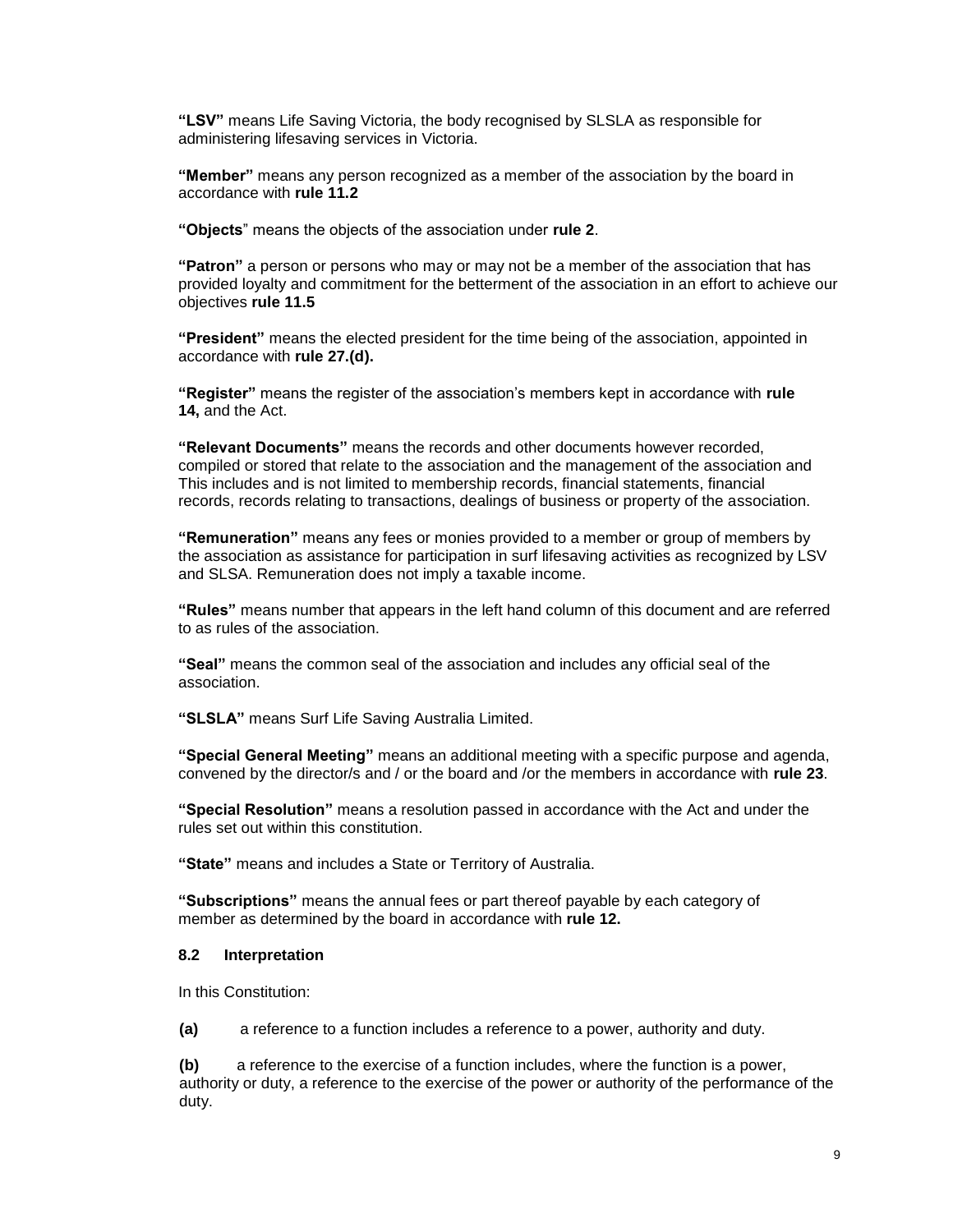**"LSV"** means Life Saving Victoria, the body recognised by SLSLA as responsible for administering lifesaving services in Victoria.

**"Member"** means any person recognized as a member of the association by the board in accordance with **rule 11.2**

**"Objects**" means the objects of the association under **rule 2**.

**"Patron"** a person or persons who may or may not be a member of the association that has provided loyalty and commitment for the betterment of the association in an effort to achieve our objectives **rule 11.5**

**"President"** means the elected president for the time being of the association, appointed in accordance with **rule 27.(d).**

**"Register"** means the register of the association's members kept in accordance with **rule 14,** and the Act.

**"Relevant Documents"** means the records and other documents however recorded, compiled or stored that relate to the association and the management of the association and This includes and is not limited to membership records, financial statements, financial records, records relating to transactions, dealings of business or property of the association.

**"Remuneration"** means any fees or monies provided to a member or group of members by the association as assistance for participation in surf lifesaving activities as recognized by LSV and SLSA. Remuneration does not imply a taxable income.

**"Rules"** means number that appears in the left hand column of this document and are referred to as rules of the association.

**"Seal"** means the common seal of the association and includes any official seal of the association.

**"SLSLA"** means Surf Life Saving Australia Limited.

**"Special General Meeting"** means an additional meeting with a specific purpose and agenda, convened by the director/s and / or the board and /or the members in accordance with **rule 23**.

**"Special Resolution"** means a resolution passed in accordance with the Act and under the rules set out within this constitution.

**"State"** means and includes a State or Territory of Australia.

**"Subscriptions"** means the annual fees or part thereof payable by each category of member as determined by the board in accordance with **rule 12.**

### 8.2 Interpretation

In this Constitution:

**(a)** a reference to a function includes a reference to a power, authority and duty.

**(b)** a reference to the exercise of a function includes, where the function is a power, authority or duty, a reference to the exercise of the power or authority of the performance of the duty.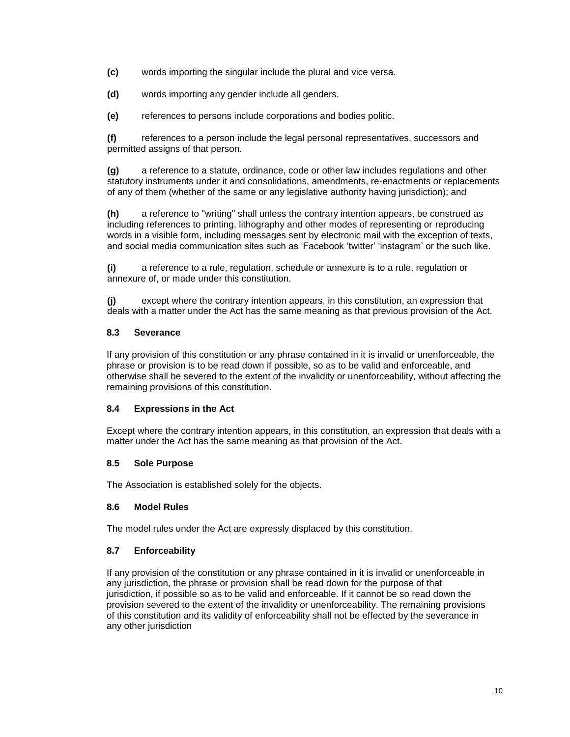**(c)** words importing the singular include the plural and vice versa.

**(d)** words importing any gender include all genders.

**(e)** references to persons include corporations and bodies politic.

**(f)** references to a person include the legal personal representatives, successors and permitted assigns of that person.

**(g)** a reference to a statute, ordinance, code or other law includes regulations and other statutory instruments under it and consolidations, amendments, re-enactments or replacements of any of them (whether of the same or any legislative authority having jurisdiction); and

**(h)** a reference to "writing" shall unless the contrary intention appears, be construed as including references to printing, lithography and other modes of representing or reproducing words in a visible form, including messages sent by electronic mail with the exception of texts, and social media communication sites such as 'Facebook 'twitter' 'instagram' or the such like.

**(i)** a reference to a rule, regulation, schedule or annexure is to a rule, regulation or annexure of, or made under this constitution.

**(j)** except where the contrary intention appears, in this constitution, an expression that deals with a matter under the Act has the same meaning as that previous provision of the Act.

### 8.3 Severance

If any provision of this constitution or any phrase contained in it is invalid or unenforceable, the phrase or provision is to be read down if possible, so as to be valid and enforceable, and otherwise shall be severed to the extent of the invalidity or unenforceability, without affecting the remaining provisions of this constitution.

### 8.4 Expressions in the Act

Except where the contrary intention appears, in this constitution, an expression that deals with a matter under the Act has the same meaning as that provision of the Act.

### 8.5 Sole Purpose

The Association is established solely for the objects.

### 8.6 Model Rules

The model rules under the Act are expressly displaced by this constitution.

### 8.7 Enforceability

If any provision of the constitution or any phrase contained in it is invalid or unenforceable in any jurisdiction, the phrase or provision shall be read down for the purpose of that jurisdiction, if possible so as to be valid and enforceable. If it cannot be so read down the provision severed to the extent of the invalidity or unenforceability. The remaining provisions of this constitution and its validity of enforceability shall not be effected by the severance in any other jurisdiction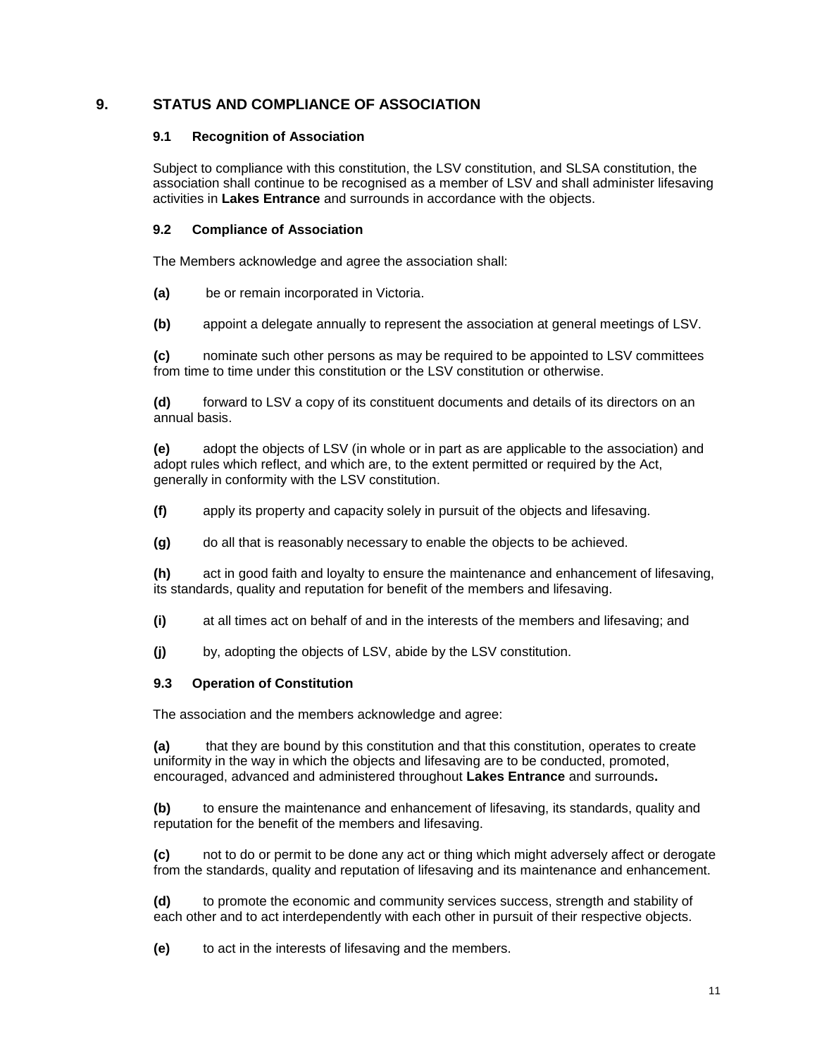## 9. STATUS AND COMPLIANCE OF ASSOCIATION

### 9.1 Recognition of Association

Subject to compliance with this constitution, the LSV constitution, and SLSA constitution, the association shall continue to be recognised as a member of LSV and shall administer lifesaving activities in **Lakes Entrance** and surrounds in accordance with the objects.

### 9.2 Compliance of Association

The Members acknowledge and agree the association shall:

**(a)** be or remain incorporated in Victoria.

**(b)** appoint a delegate annually to represent the association at general meetings of LSV.

**(c)** nominate such other persons as may be required to be appointed to LSV committees from time to time under this constitution or the LSV constitution or otherwise.

**(d)** forward to LSV a copy of its constituent documents and details of its directors on an annual basis.

**(e)** adopt the objects of LSV (in whole or in part as are applicable to the association) and adopt rules which reflect, and which are, to the extent permitted or required by the Act, generally in conformity with the LSV constitution.

**(f)** apply its property and capacity solely in pursuit of the objects and lifesaving.

**(g)** do all that is reasonably necessary to enable the objects to be achieved.

**(h)** act in good faith and loyalty to ensure the maintenance and enhancement of lifesaving, its standards, quality and reputation for benefit of the members and lifesaving.

**(i)** at all times act on behalf of and in the interests of the members and lifesaving; and

**(j)** by, adopting the objects of LSV, abide by the LSV constitution.

### 9.3 Operation of Constitution

The association and the members acknowledge and agree:

**(a)** that they are bound by this constitution and that this constitution, operates to create uniformity in the way in which the objects and lifesaving are to be conducted, promoted, encouraged, advanced and administered throughout **Lakes Entrance** and surrounds**.**

**(b)** to ensure the maintenance and enhancement of lifesaving, its standards, quality and reputation for the benefit of the members and lifesaving.

**(c)** not to do or permit to be done any act or thing which might adversely affect or derogate from the standards, quality and reputation of lifesaving and its maintenance and enhancement.

**(d)** to promote the economic and community services success, strength and stability of each other and to act interdependently with each other in pursuit of their respective objects.

**(e)** to act in the interests of lifesaving and the members.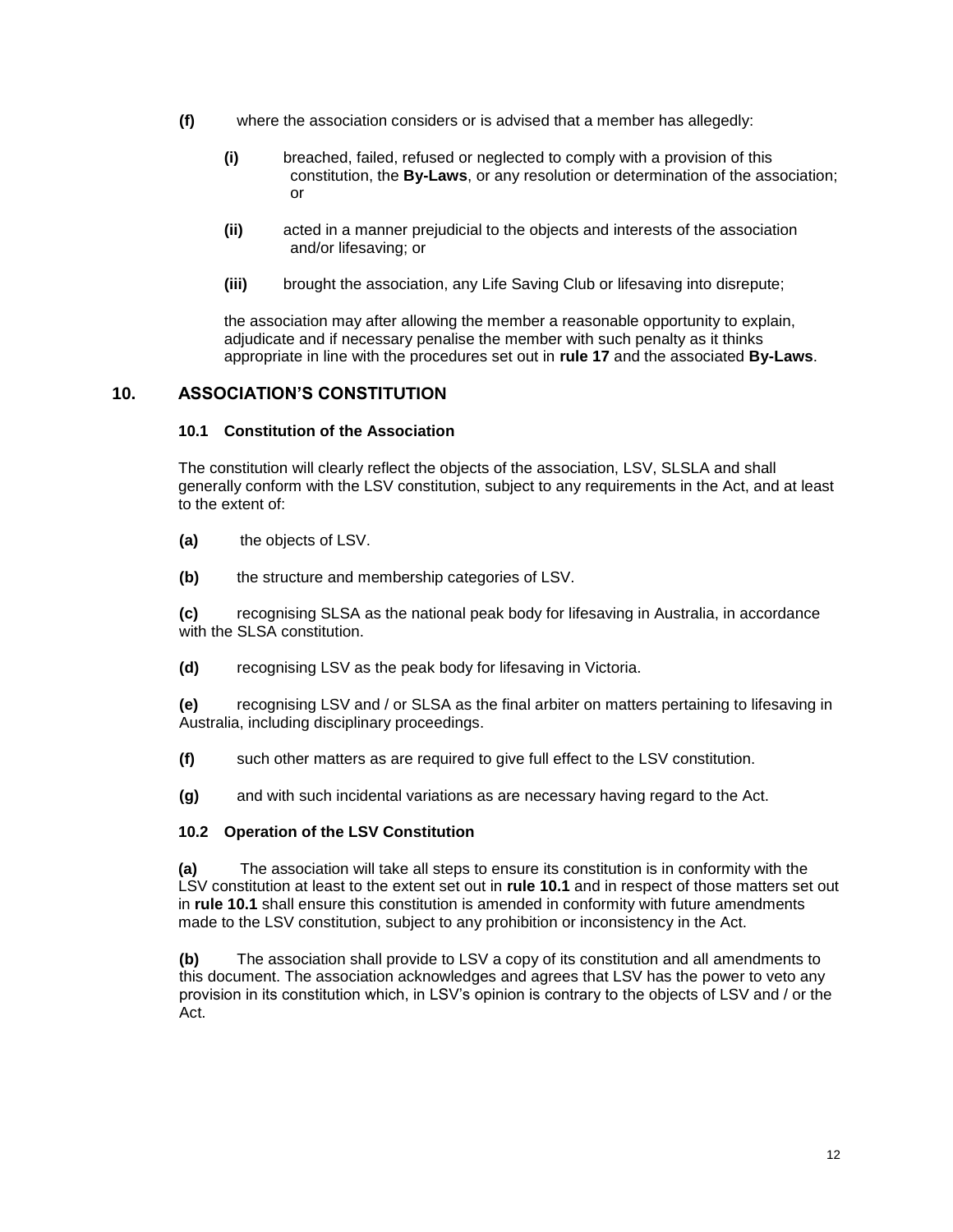**(f)** where the association considers or is advised that a member has allegedly:

- **(i)** breached, failed, refused or neglected to comply with a provision of this constitution, the **By-Laws**, or any resolution or determination of the association; or
- **(ii)** acted in a manner prejudicial to the objects and interests of the association and/or lifesaving; or
- **(iii)** brought the association, any Life Saving Club or lifesaving into disrepute;

the association may after allowing the member a reasonable opportunity to explain, adjudicate and if necessary penalise the member with such penalty as it thinks appropriate in line with the procedures set out in **rule 17** and the associated **By-Laws**.

## 10. ASSOCIATION'S CONSTITUTION

### 10.1 Constitution of the Association

The constitution will clearly reflect the objects of the association, LSV, SLSLA and shall generally conform with the LSV constitution, subject to any requirements in the Act, and at least to the extent of:

**(a)** the objects of LSV.

**(b)** the structure and membership categories of LSV.

**(c)** recognising SLSA as the national peak body for lifesaving in Australia, in accordance with the SLSA constitution.

**(d)** recognising LSV as the peak body for lifesaving in Victoria.

**(e)** recognising LSV and / or SLSA as the final arbiter on matters pertaining to lifesaving in Australia, including disciplinary proceedings.

**(f)** such other matters as are required to give full effect to the LSV constitution.

**(g)** and with such incidental variations as are necessary having regard to the Act.

### 10.2 Operation of the LSV Constitution

**(a)** The association will take all steps to ensure its constitution is in conformity with the LSV constitution at least to the extent set out in **rule 10.1** and in respect of those matters set out in **rule 10.1** shall ensure this constitution is amended in conformity with future amendments made to the LSV constitution, subject to any prohibition or inconsistency in the Act.

**(b)** The association shall provide to LSV a copy of its constitution and all amendments to this document. The association acknowledges and agrees that LSV has the power to veto any provision in its constitution which, in LSV's opinion is contrary to the objects of LSV and / or the Act.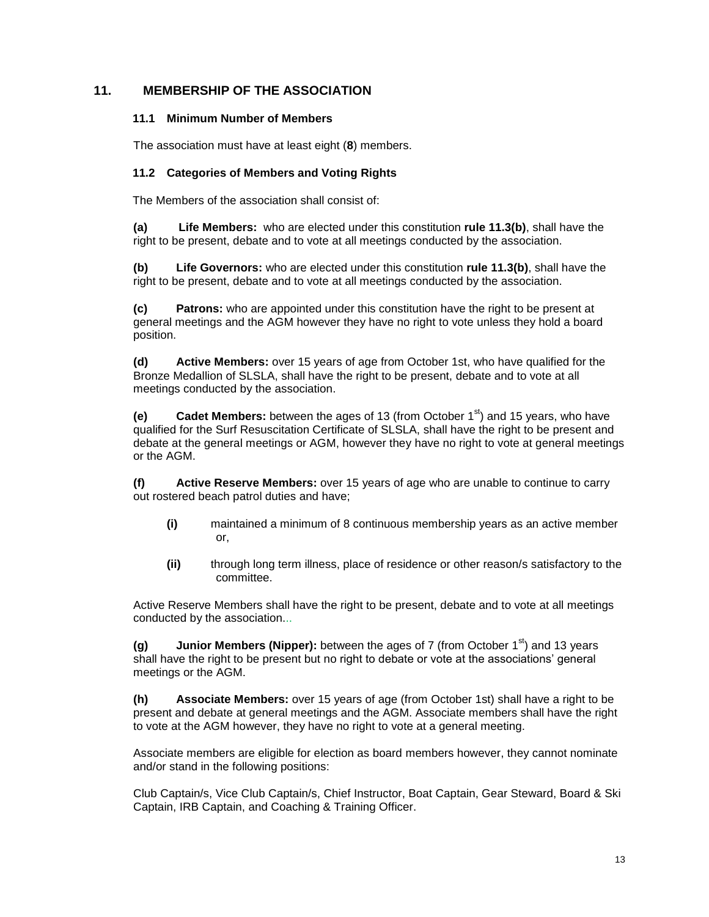## 11. MEMBERSHIP OF THE ASSOCIATION

### 11.1 Minimum Number of Members

The association must have at least eight (**8**) members.

### 11.2 Categories of Members and Voting Rights

The Members of the association shall consist of:

**(a) Life Members:** who are elected under this constitution **rule 11.3(b)**, shall have the right to be present, debate and to vote at all meetings conducted by the association.

**(b) Life Governors:** who are elected under this constitution **rule 11.3(b)**, shall have the right to be present, debate and to vote at all meetings conducted by the association.

**(c) Patrons:** who are appointed under this constitution have the right to be present at general meetings and the AGM however they have no right to vote unless they hold a board position.

**(d) Active Members:** over 15 years of age from October 1st, who have qualified for the Bronze Medallion of SLSLA, shall have the right to be present, debate and to vote at all meetings conducted by the association.

**(e) Cadet Members:** between the ages of 13 (from October 1st) and 15 years, who have qualified for the Surf Resuscitation Certificate of SLSLA, shall have the right to be present and debate at the general meetings or AGM, however they have no right to vote at general meetings or the AGM.

**(f) Active Reserve Members:** over 15 years of age who are unable to continue to carry out rostered beach patrol duties and have;

- **(i)** maintained a minimum of 8 continuous membership years as an active member or,
- **(ii)** through long term illness, place of residence or other reason/s satisfactory to the committee.

Active Reserve Members shall have the right to be present, debate and to vote at all meetings conducted by the association...

**(g) Junior Members (Nipper):** between the ages of 7 (from October 1st) and 13 years shall have the right to be present but no right to debate or vote at the associations' general meetings or the AGM.

**(h) Associate Members:** over 15 years of age (from October 1st) shall have a right to be present and debate at general meetings and the AGM. Associate members shall have the right to vote at the AGM however, they have no right to vote at a general meeting.

Associate members are eligible for election as board members however, they cannot nominate and/or stand in the following positions:

Club Captain/s, Vice Club Captain/s, Chief Instructor, Boat Captain, Gear Steward, Board & Ski Captain, IRB Captain, and Coaching & Training Officer.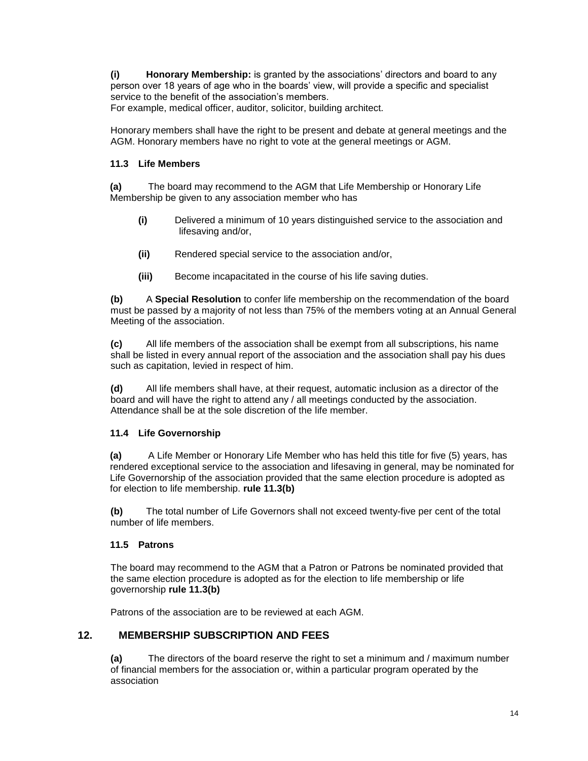**(i)** **Honorary Membership:** is granted by the associations' directors and board to any person over 18 years of age who in the boards' view, will provide a specific and specialist service to the benefit of the association's members.
For example, medical officer, auditor, solicitor, building architect.

Honorary members shall have the right to be present and debate at general meetings and the AGM. Honorary members have no right to vote at the general meetings or AGM.

### 11.3 Life Members

**(a)** The board may recommend to the AGM that Life Membership or Honorary Life Membership be given to any association member who has

- **(i)** Delivered a minimum of 10 years distinguished service to the association and lifesaving and/or,
- **(ii)** Rendered special service to the association and/or,
- **(iii)** Become incapacitated in the course of his life saving duties.

**(b)** A **Special Resolution** to confer life membership on the recommendation of the board must be passed by a majority of not less than 75% of the members voting at an Annual General Meeting of the association.

**(c)** All life members of the association shall be exempt from all subscriptions, his name shall be listed in every annual report of the association and the association shall pay his dues such as capitation, levied in respect of him.

**(d)** All life members shall have, at their request, automatic inclusion as a director of the board and will have the right to attend any / all meetings conducted by the association. Attendance shall be at the sole discretion of the life member.

### 11.4 Life Governorship

**(a)** A Life Member or Honorary Life Member who has held this title for five (5) years, has rendered exceptional service to the association and lifesaving in general, may be nominated for Life Governorship of the association provided that the same election procedure is adopted as for election to life membership. **rule 11.3(b)**

**(b)** The total number of Life Governors shall not exceed twenty-five per cent of the total number of life members.

### 11.5 Patrons

The board may recommend to the AGM that a Patron or Patrons be nominated provided that the same election procedure is adopted as for the election to life membership or life governorship **rule 11.3(b)**

Patrons of the association are to be reviewed at each AGM.

## 12. MEMBERSHIP SUBSCRIPTION AND FEES

**(a)** The directors of the board reserve the right to set a minimum and / maximum number of financial members for the association or, within a particular program operated by the association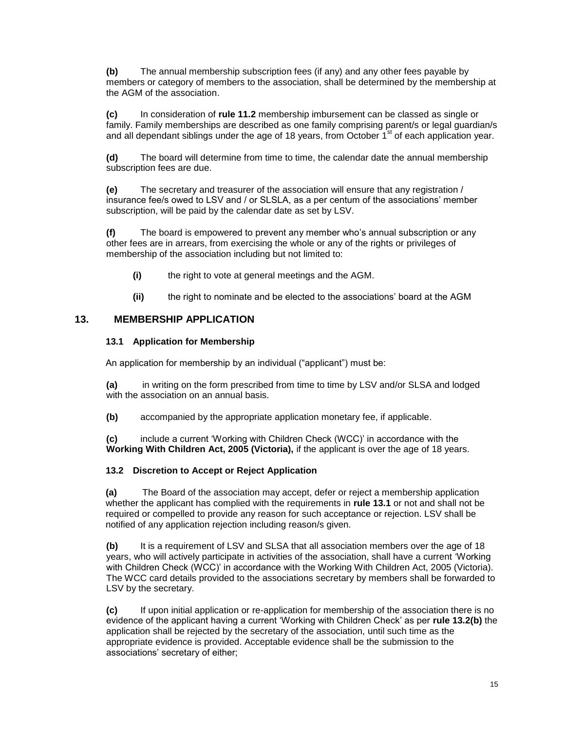**(b)** The annual membership subscription fees (if any) and any other fees payable by members or category of members to the association, shall be determined by the membership at the AGM of the association.

**(c)** In consideration of **rule 11.2** membership imbursement can be classed as single or family. Family memberships are described as one family comprising parent/s or legal guardian/s and all dependant siblings under the age of 18 years, from October 1st of each application year.

**(d)** The board will determine from time to time, the calendar date the annual membership subscription fees are due.

**(e)** The secretary and treasurer of the association will ensure that any registration / insurance fee/s owed to LSV and / or SLSLA, as a per centum of the associations' member subscription, will be paid by the calendar date as set by LSV.

**(f)** The board is empowered to prevent any member who's annual subscription or any other fees are in arrears, from exercising the whole or any of the rights or privileges of membership of the association including but not limited to:

- **(i)** the right to vote at general meetings and the AGM.
- **(ii)** the right to nominate and be elected to the associations' board at the AGM

## 13. MEMBERSHIP APPLICATION

### 13.1 Application for Membership

An application for membership by an individual ("applicant") must be:

**(a)** in writing on the form prescribed from time to time by LSV and/or SLSA and lodged with the association on an annual basis.

**(b)** accompanied by the appropriate application monetary fee, if applicable.

**(c)** include a current 'Working with Children Check (WCC)' in accordance with the **Working With Children Act, 2005 (Victoria),** if the applicant is over the age of 18 years.

### 13.2 Discretion to Accept or Reject Application

**(a)** The Board of the association may accept, defer or reject a membership application whether the applicant has complied with the requirements in **rule 13.1** or not and shall not be required or compelled to provide any reason for such acceptance or rejection. LSV shall be notified of any application rejection including reason/s given.

**(b)** It is a requirement of LSV and SLSA that all association members over the age of 18 years, who will actively participate in activities of the association, shall have a current 'Working with Children Check (WCC)' in accordance with the Working With Children Act, 2005 (Victoria). The WCC card details provided to the associations secretary by members shall be forwarded to LSV by the secretary.

**(c)** If upon initial application or re-application for membership of the association there is no evidence of the applicant having a current 'Working with Children Check' as per **rule 13.2(b)** the application shall be rejected by the secretary of the association, until such time as the appropriate evidence is provided. Acceptable evidence shall be the submission to the associations' secretary of either;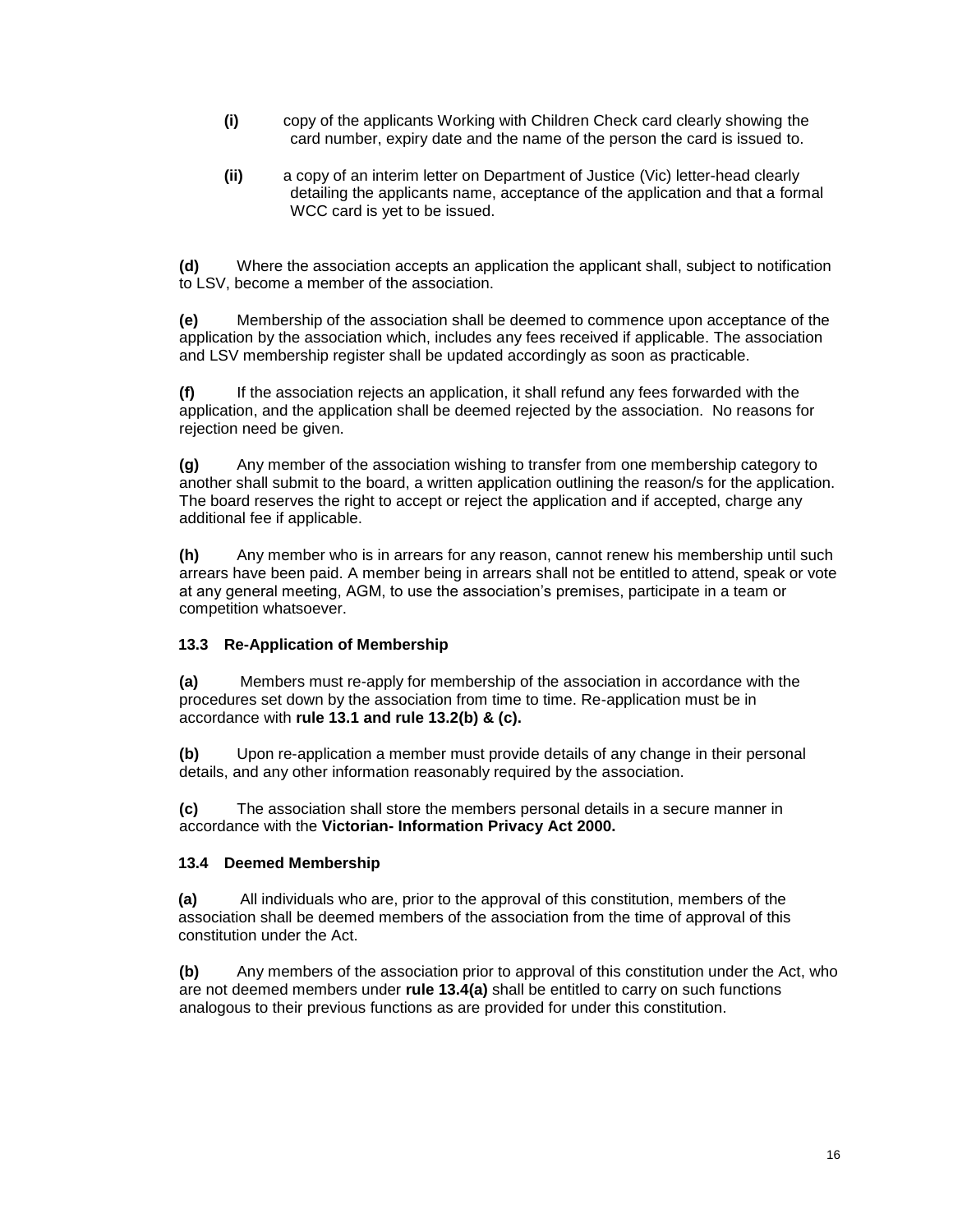**(i)** copy of the applicants Working with Children Check card clearly showing the card number, expiry date and the name of the person the card is issued to.

**(ii)** a copy of an interim letter on Department of Justice (Vic) letter-head clearly detailing the applicants name, acceptance of the application and that a formal WCC card is yet to be issued.

**(d)** Where the association accepts an application the applicant shall, subject to notification to LSV, become a member of the association.

**(e)** Membership of the association shall be deemed to commence upon acceptance of the application by the association which, includes any fees received if applicable. The association and LSV membership register shall be updated accordingly as soon as practicable.

**(f)** If the association rejects an application, it shall refund any fees forwarded with the application, and the application shall be deemed rejected by the association. No reasons for rejection need be given.

**(g)** Any member of the association wishing to transfer from one membership category to another shall submit to the board, a written application outlining the reason/s for the application. The board reserves the right to accept or reject the application and if accepted, charge any additional fee if applicable.

**(h)** Any member who is in arrears for any reason, cannot renew his membership until such arrears have been paid. A member being in arrears shall not be entitled to attend, speak or vote at any general meeting, AGM, to use the association's premises, participate in a team or competition whatsoever.

### 13.3 Re-Application of Membership

**(a)** Members must re-apply for membership of the association in accordance with the procedures set down by the association from time to time. Re-application must be in accordance with **rule 13.1 and rule 13.2(b) & (c).**

**(b)** Upon re-application a member must provide details of any change in their personal details, and any other information reasonably required by the association.

**(c)** The association shall store the members personal details in a secure manner in accordance with the **Victorian- Information Privacy Act 2000.**

### 13.4 Deemed Membership

**(a)** All individuals who are, prior to the approval of this constitution, members of the association shall be deemed members of the association from the time of approval of this constitution under the Act.

**(b)** Any members of the association prior to approval of this constitution under the Act, who are not deemed members under **rule 13.4(a)** shall be entitled to carry on such functions analogous to their previous functions as are provided for under this constitution.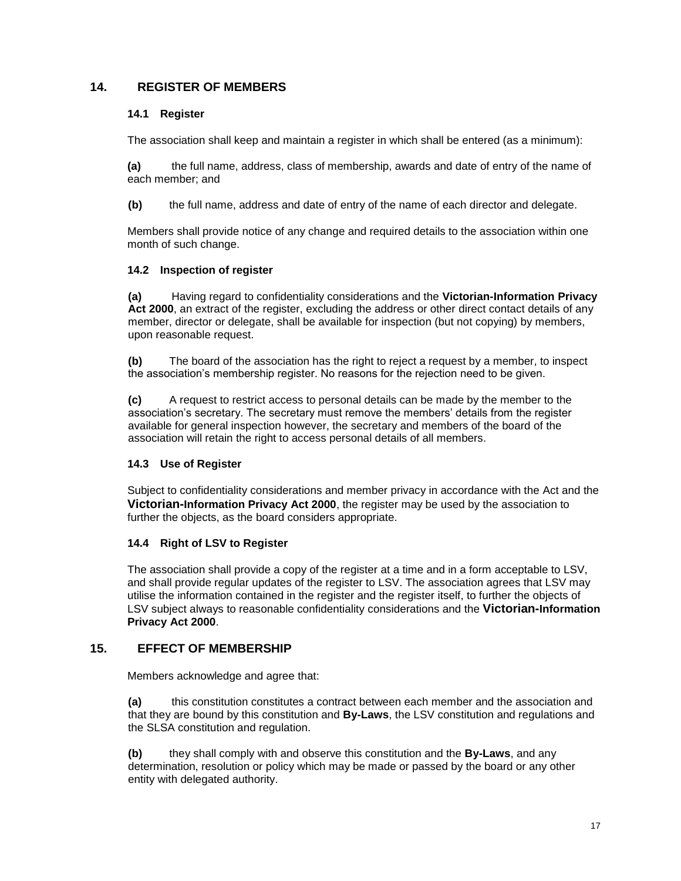## 14. REGISTER OF MEMBERS

### 14.1 Register

The association shall keep and maintain a register in which shall be entered (as a minimum):

**(a)** the full name, address, class of membership, awards and date of entry of the name of each member; and

**(b)** the full name, address and date of entry of the name of each director and delegate.

Members shall provide notice of any change and required details to the association within one month of such change.

### 14.2 Inspection of register

**(a)** Having regard to confidentiality considerations and the **Victorian-Information Privacy Act 2000**, an extract of the register, excluding the address or other direct contact details of any member, director or delegate, shall be available for inspection (but not copying) by members, upon reasonable request.

**(b)** The board of the association has the right to reject a request by a member, to inspect the association's membership register. No reasons for the rejection need to be given.

**(c)** A request to restrict access to personal details can be made by the member to the association's secretary. The secretary must remove the members' details from the register available for general inspection however, the secretary and members of the board of the association will retain the right to access personal details of all members.

### 14.3 Use of Register

Subject to confidentiality considerations and member privacy in accordance with the Act and the **Victorian-Information Privacy Act 2000**, the register may be used by the association to further the objects, as the board considers appropriate.

### 14.4 Right of LSV to Register

The association shall provide a copy of the register at a time and in a form acceptable to LSV, and shall provide regular updates of the register to LSV. The association agrees that LSV may utilise the information contained in the register and the register itself, to further the objects of LSV subject always to reasonable confidentiality considerations and the **Victorian-Information Privacy Act 2000**.

## 15. EFFECT OF MEMBERSHIP

Members acknowledge and agree that:

**(a)** this constitution constitutes a contract between each member and the association and that they are bound by this constitution and **By-Laws**, the LSV constitution and regulations and the SLSA constitution and regulation.

**(b)** they shall comply with and observe this constitution and the **By-Laws**, and any determination, resolution or policy which may be made or passed by the board or any other entity with delegated authority.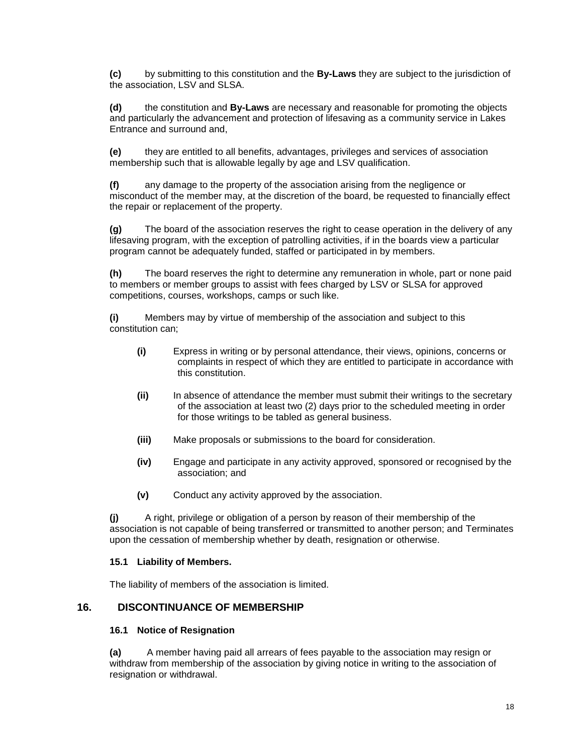**(c)** by submitting to this constitution and the **By-Laws** they are subject to the jurisdiction of the association, LSV and SLSA.

**(d)** the constitution and **By-Laws** are necessary and reasonable for promoting the objects and particularly the advancement and protection of lifesaving as a community service in Lakes Entrance and surround and,

**(e)** they are entitled to all benefits, advantages, privileges and services of association membership such that is allowable legally by age and LSV qualification.

**(f)** any damage to the property of the association arising from the negligence or misconduct of the member may, at the discretion of the board, be requested to financially effect the repair or replacement of the property.

**(g)** The board of the association reserves the right to cease operation in the delivery of any lifesaving program, with the exception of patrolling activities, if in the boards view a particular program cannot be adequately funded, staffed or participated in by members.

**(h)** The board reserves the right to determine any remuneration in whole, part or none paid to members or member groups to assist with fees charged by LSV or SLSA for approved competitions, courses, workshops, camps or such like.

**(i)** Members may by virtue of membership of the association and subject to this constitution can;

- **(i)** Express in writing or by personal attendance, their views, opinions, concerns or complaints in respect of which they are entitled to participate in accordance with this constitution.
- **(ii)** In absence of attendance the member must submit their writings to the secretary of the association at least two (2) days prior to the scheduled meeting in order for those writings to be tabled as general business.
- **(iii)** Make proposals or submissions to the board for consideration.
- **(iv)** Engage and participate in any activity approved, sponsored or recognised by the association; and
- **(v)** Conduct any activity approved by the association.

**(j)** A right, privilege or obligation of a person by reason of their membership of the association is not capable of being transferred or transmitted to another person; and Terminates upon the cessation of membership whether by death, resignation or otherwise.

### 15.1 Liability of Members.

The liability of members of the association is limited.

## 16. DISCONTINUANCE OF MEMBERSHIP

### 16.1 Notice of Resignation

**(a)** A member having paid all arrears of fees payable to the association may resign or withdraw from membership of the association by giving notice in writing to the association of resignation or withdrawal.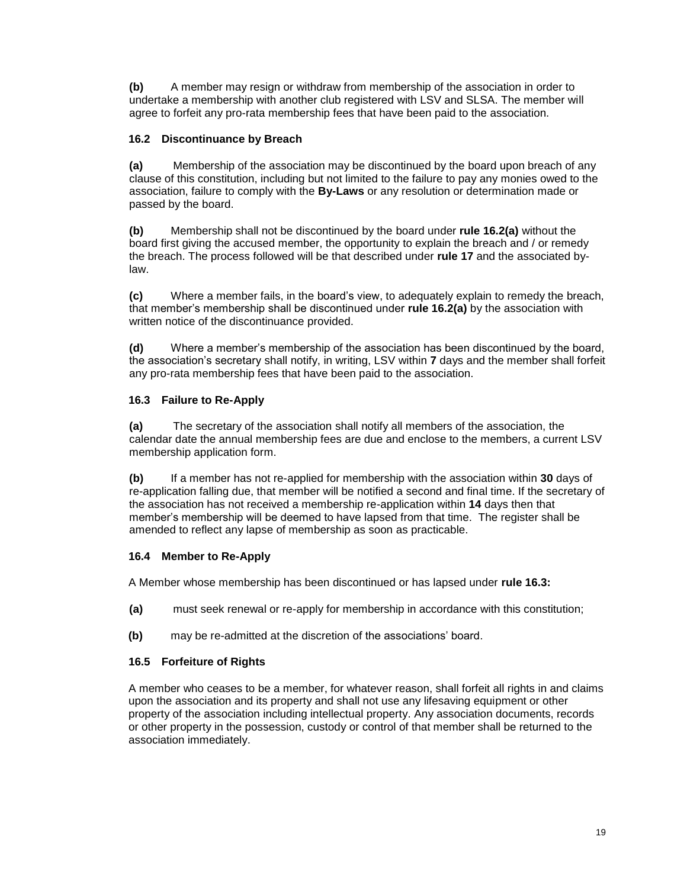**(b)** A member may resign or withdraw from membership of the association in order to undertake a membership with another club registered with LSV and SLSA. The member will agree to forfeit any pro-rata membership fees that have been paid to the association.

### 16.2 Discontinuance by Breach

**(a)** Membership of the association may be discontinued by the board upon breach of any clause of this constitution, including but not limited to the failure to pay any monies owed to the association, failure to comply with the **By-Laws** or any resolution or determination made or passed by the board.

**(b)** Membership shall not be discontinued by the board under **rule 16.2(a)** without the board first giving the accused member, the opportunity to explain the breach and / or remedy the breach. The process followed will be that described under **rule 17** and the associated by-law.

**(c)** Where a member fails, in the board's view, to adequately explain to remedy the breach, that member's membership shall be discontinued under **rule 16.2(a)** by the association with written notice of the discontinuance provided.

**(d)** Where a member's membership of the association has been discontinued by the board, the association's secretary shall notify, in writing, LSV within **7** days and the member shall forfeit any pro-rata membership fees that have been paid to the association.

### 16.3 Failure to Re-Apply

**(a)** The secretary of the association shall notify all members of the association, the calendar date the annual membership fees are due and enclose to the members, a current LSV membership application form.

**(b)** If a member has not re-applied for membership with the association within **30** days of re-application falling due, that member will be notified a second and final time. If the secretary of the association has not received a membership re-application within **14** days then that member's membership will be deemed to have lapsed from that time. The register shall be amended to reflect any lapse of membership as soon as practicable.

### 16.4 Member to Re-Apply

A Member whose membership has been discontinued or has lapsed under **rule 16.3:**

**(a)** must seek renewal or re-apply for membership in accordance with this constitution;

**(b)** may be re-admitted at the discretion of the associations' board.

### 16.5 Forfeiture of Rights

A member who ceases to be a member, for whatever reason, shall forfeit all rights in and claims upon the association and its property and shall not use any lifesaving equipment or other property of the association including intellectual property. Any association documents, records or other property in the possession, custody or control of that member shall be returned to the association immediately.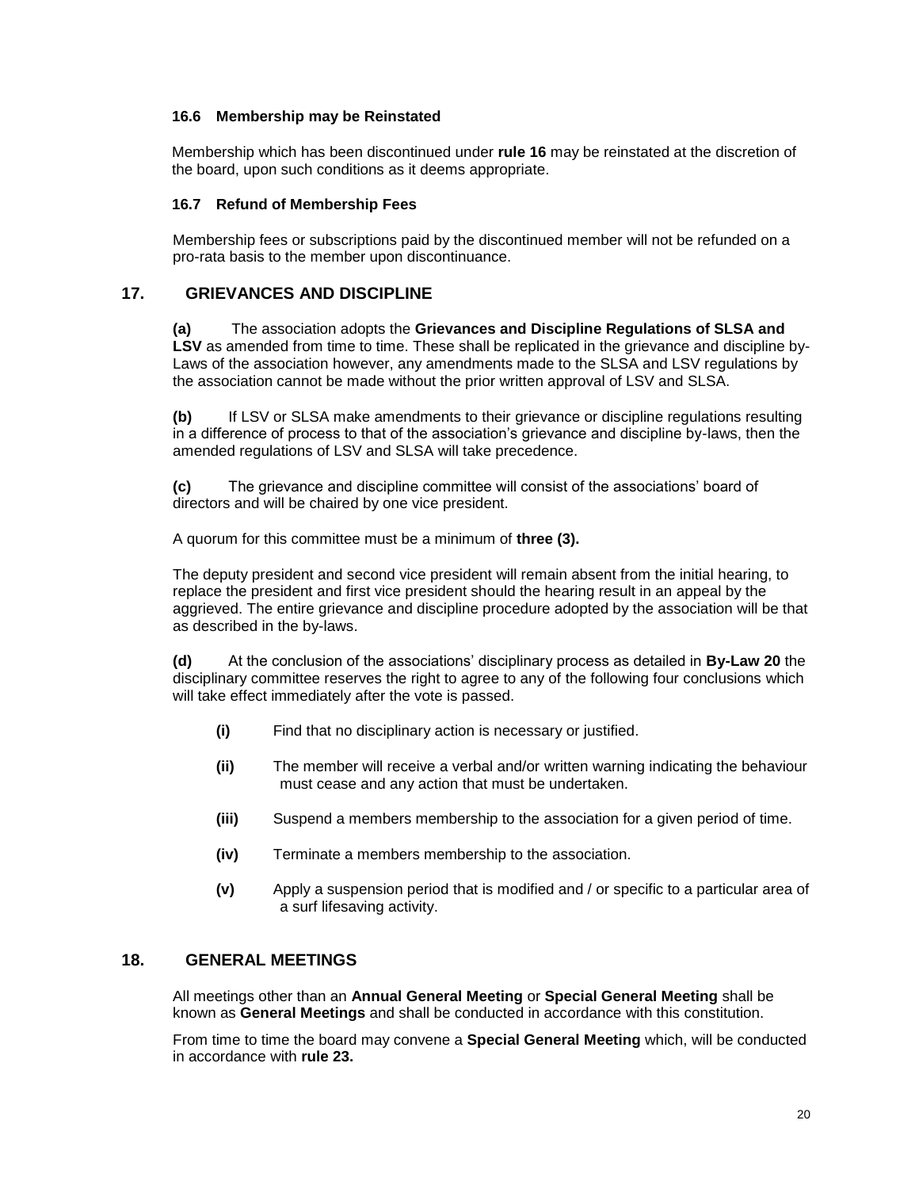### 16.6 Membership may be Reinstated

Membership which has been discontinued under **rule 16** may be reinstated at the discretion of the board, upon such conditions as it deems appropriate.

### 16.7 Refund of Membership Fees

Membership fees or subscriptions paid by the discontinued member will not be refunded on a pro-rata basis to the member upon discontinuance.

## 17. GRIEVANCES AND DISCIPLINE

**(a)** The association adopts the **Grievances and Discipline Regulations of SLSA and LSV** as amended from time to time. These shall be replicated in the grievance and discipline by-Laws of the association however, any amendments made to the SLSA and LSV regulations by the association cannot be made without the prior written approval of LSV and SLSA.

**(b)** If LSV or SLSA make amendments to their grievance or discipline regulations resulting in a difference of process to that of the association's grievance and discipline by-laws, then the amended regulations of LSV and SLSA will take precedence.

**(c)** The grievance and discipline committee will consist of the associations' board of directors and will be chaired by one vice president.

A quorum for this committee must be a minimum of **three (3).**

The deputy president and second vice president will remain absent from the initial hearing, to replace the president and first vice president should the hearing result in an appeal by the aggrieved. The entire grievance and discipline procedure adopted by the association will be that as described in the by-laws.

**(d)** At the conclusion of the associations' disciplinary process as detailed in **By-Law 20** the disciplinary committee reserves the right to agree to any of the following four conclusions which will take effect immediately after the vote is passed.

- **(i)** Find that no disciplinary action is necessary or justified.
- **(ii)** The member will receive a verbal and/or written warning indicating the behaviour must cease and any action that must be undertaken.
- **(iii)** Suspend a members membership to the association for a given period of time.
- **(iv)** Terminate a members membership to the association.
- **(v)** Apply a suspension period that is modified and / or specific to a particular area of a surf lifesaving activity.

## 18. GENERAL MEETINGS

All meetings other than an **Annual General Meeting** or **Special General Meeting** shall be known as **General Meetings** and shall be conducted in accordance with this constitution.

From time to time the board may convene a **Special General Meeting** which, will be conducted in accordance with **rule 23.**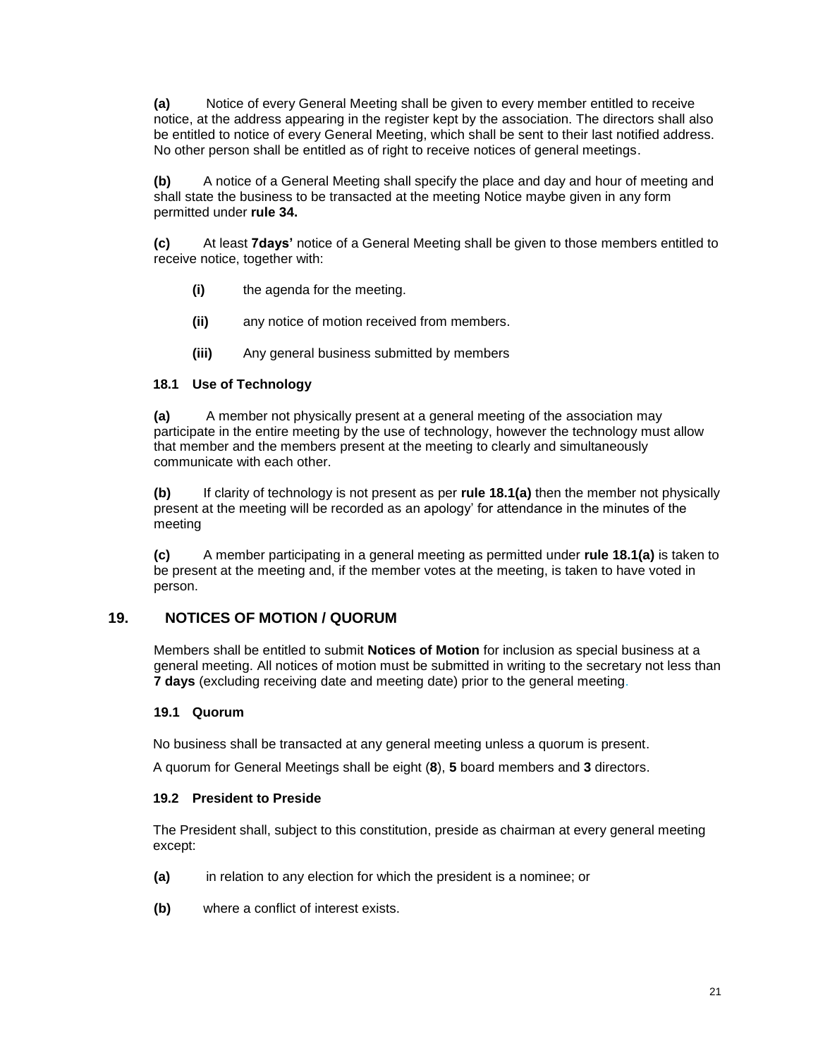**(a)** Notice of every General Meeting shall be given to every member entitled to receive notice, at the address appearing in the register kept by the association. The directors shall also be entitled to notice of every General Meeting, which shall be sent to their last notified address. No other person shall be entitled as of right to receive notices of general meetings.

**(b)** A notice of a General Meeting shall specify the place and day and hour of meeting and shall state the business to be transacted at the meeting Notice maybe given in any form permitted under **rule 34.**

**(c)** At least **7days'** notice of a General Meeting shall be given to those members entitled to receive notice, together with:

- **(i)** the agenda for the meeting.
- **(ii)** any notice of motion received from members.
- **(iii)** Any general business submitted by members

### 18.1 Use of Technology

**(a)** A member not physically present at a general meeting of the association may participate in the entire meeting by the use of technology, however the technology must allow that member and the members present at the meeting to clearly and simultaneously communicate with each other.

**(b)** If clarity of technology is not present as per **rule 18.1(a)** then the member not physically present at the meeting will be recorded as an apology' for attendance in the minutes of the meeting

**(c)** A member participating in a general meeting as permitted under **rule 18.1(a)** is taken to be present at the meeting and, if the member votes at the meeting, is taken to have voted in person.

## 19. NOTICES OF MOTION / QUORUM

Members shall be entitled to submit **Notices of Motion** for inclusion as special business at a general meeting. All notices of motion must be submitted in writing to the secretary not less than **7 days** (excluding receiving date and meeting date) prior to the general meeting.

### 19.1 Quorum

No business shall be transacted at any general meeting unless a quorum is present.

A quorum for General Meetings shall be eight (**8**), **5** board members and **3** directors.

### 19.2 President to Preside

The President shall, subject to this constitution, preside as chairman at every general meeting except:

**(a)** in relation to any election for which the president is a nominee; or

**(b)** where a conflict of interest exists.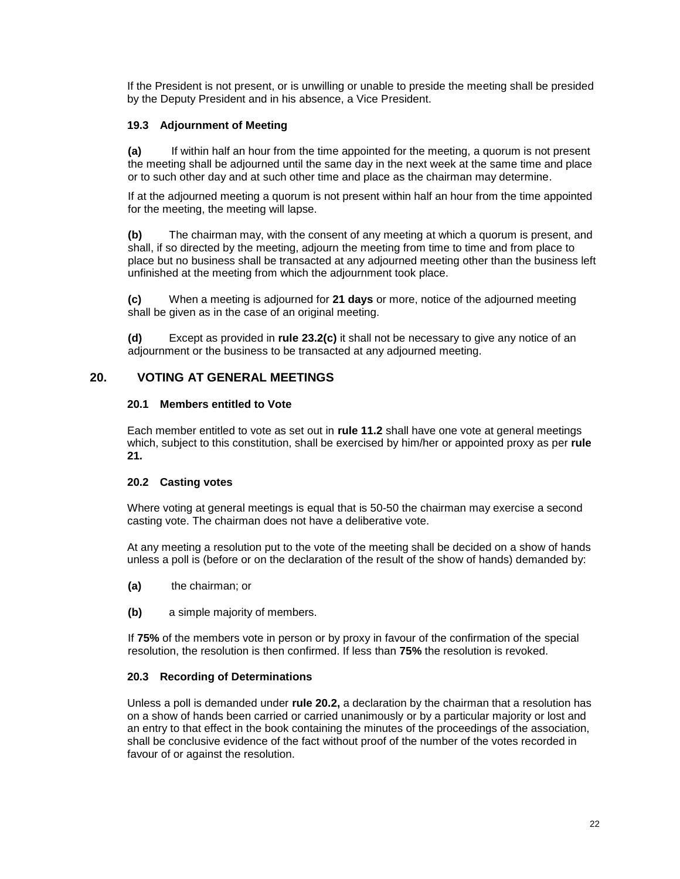If the President is not present, or is unwilling or unable to preside the meeting shall be presided by the Deputy President and in his absence, a Vice President.

### 19.3 Adjournment of Meeting

**(a)** If within half an hour from the time appointed for the meeting, a quorum is not present the meeting shall be adjourned until the same day in the next week at the same time and place or to such other day and at such other time and place as the chairman may determine.

If at the adjourned meeting a quorum is not present within half an hour from the time appointed for the meeting, the meeting will lapse.

**(b)** The chairman may, with the consent of any meeting at which a quorum is present, and shall, if so directed by the meeting, adjourn the meeting from time to time and from place to place but no business shall be transacted at any adjourned meeting other than the business left unfinished at the meeting from which the adjournment took place.

**(c)** When a meeting is adjourned for **21 days** or more, notice of the adjourned meeting shall be given as in the case of an original meeting.

**(d)** Except as provided in **rule 23.2(c)** it shall not be necessary to give any notice of an adjournment or the business to be transacted at any adjourned meeting.

## 20. VOTING AT GENERAL MEETINGS

### 20.1 Members entitled to Vote

Each member entitled to vote as set out in **rule 11.2** shall have one vote at general meetings which, subject to this constitution, shall be exercised by him/her or appointed proxy as per **rule 21.**

### 20.2 Casting votes

Where voting at general meetings is equal that is 50-50 the chairman may exercise a second casting vote. The chairman does not have a deliberative vote.

At any meeting a resolution put to the vote of the meeting shall be decided on a show of hands unless a poll is (before or on the declaration of the result of the show of hands) demanded by:

**(a)** the chairman; or

**(b)** a simple majority of members.

If **75%** of the members vote in person or by proxy in favour of the confirmation of the special resolution, the resolution is then confirmed. If less than **75%** the resolution is revoked.

### 20.3 Recording of Determinations

Unless a poll is demanded under **rule 20.2,** a declaration by the chairman that a resolution has on a show of hands been carried or carried unanimously or by a particular majority or lost and an entry to that effect in the book containing the minutes of the proceedings of the association, shall be conclusive evidence of the fact without proof of the number of the votes recorded in favour of or against the resolution.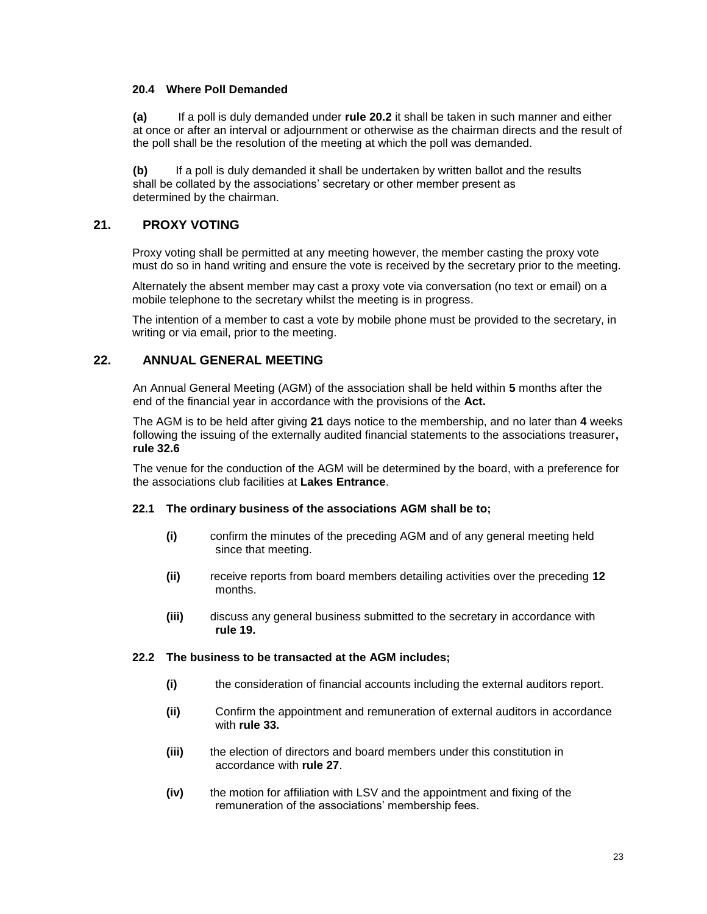#### 20.4 Where Poll Demanded

**(a)** If a poll is duly demanded under **rule 20.2** it shall be taken in such manner and either at once or after an interval or adjournment or otherwise as the chairman directs and the result of the poll shall be the resolution of the meeting at which the poll was demanded.

**(b)** If a poll is duly demanded it shall be undertaken by written ballot and the results shall be collated by the associations' secretary or other member present as determined by the chairman.

## 21. PROXY VOTING

Proxy voting shall be permitted at any meeting however, the member casting the proxy vote must do so in hand writing and ensure the vote is received by the secretary prior to the meeting.

Alternately the absent member may cast a proxy vote via conversation (no text or email) on a mobile telephone to the secretary whilst the meeting is in progress.

The intention of a member to cast a vote by mobile phone must be provided to the secretary, in writing or via email, prior to the meeting.

## 22. ANNUAL GENERAL MEETING

An Annual General Meeting (AGM) of the association shall be held within **5** months after the end of the financial year in accordance with the provisions of the **Act.**

The AGM is to be held after giving **21** days notice to the membership, and no later than **4** weeks following the issuing of the externally audited financial statements to the associations treasurer**, rule 32.6**

The venue for the conduction of the AGM will be determined by the board, with a preference for the associations club facilities at **Lakes Entrance**.

#### 22.1 The ordinary business of the associations AGM shall be to;

**(i)** confirm the minutes of the preceding AGM and of any general meeting held since that meeting.

**(ii)** receive reports from board members detailing activities over the preceding **12** months.

**(iii)** discuss any general business submitted to the secretary in accordance with **rule 19.**

#### 22.2 The business to be transacted at the AGM includes;

**(i)** the consideration of financial accounts including the external auditors report.

**(ii)** Confirm the appointment and remuneration of external auditors in accordance with **rule 33.**

**(iii)** the election of directors and board members under this constitution in accordance with **rule 27**.

**(iv)** the motion for affiliation with LSV and the appointment and fixing of the remuneration of the associations' membership fees.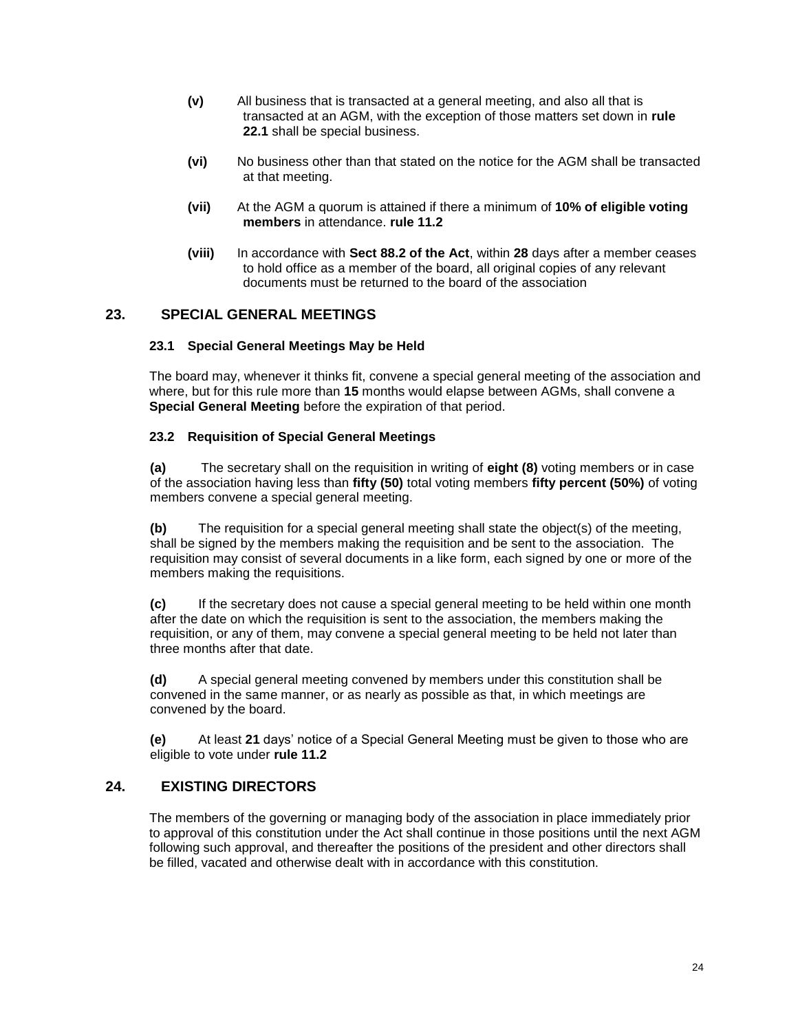**(v)** All business that is transacted at a general meeting, and also all that is transacted at an AGM, with the exception of those matters set down in **rule 22.1** shall be special business.

**(vi)** No business other than that stated on the notice for the AGM shall be transacted at that meeting.

**(vii)** At the AGM a quorum is attained if there a minimum of **10% of eligible voting members** in attendance. **rule 11.2**

**(viii)** In accordance with **Sect 88.2 of the Act**, within **28** days after a member ceases to hold office as a member of the board, all original copies of any relevant documents must be returned to the board of the association

## 23. SPECIAL GENERAL MEETINGS

### 23.1 Special General Meetings May be Held

The board may, whenever it thinks fit, convene a special general meeting of the association and where, but for this rule more than **15** months would elapse between AGMs, shall convene a **Special General Meeting** before the expiration of that period.

### 23.2 Requisition of Special General Meetings

**(a)** The secretary shall on the requisition in writing of **eight (8)** voting members or in case of the association having less than **fifty (50)** total voting members **fifty percent (50%)** of voting members convene a special general meeting.

**(b)** The requisition for a special general meeting shall state the object(s) of the meeting, shall be signed by the members making the requisition and be sent to the association. The requisition may consist of several documents in a like form, each signed by one or more of the members making the requisitions.

**(c)** If the secretary does not cause a special general meeting to be held within one month after the date on which the requisition is sent to the association, the members making the requisition, or any of them, may convene a special general meeting to be held not later than three months after that date.

**(d)** A special general meeting convened by members under this constitution shall be convened in the same manner, or as nearly as possible as that, in which meetings are convened by the board.

**(e)** At least **21** days' notice of a Special General Meeting must be given to those who are eligible to vote under **rule 11.2**

## 24. EXISTING DIRECTORS

The members of the governing or managing body of the association in place immediately prior to approval of this constitution under the Act shall continue in those positions until the next AGM following such approval, and thereafter the positions of the president and other directors shall be filled, vacated and otherwise dealt with in accordance with this constitution.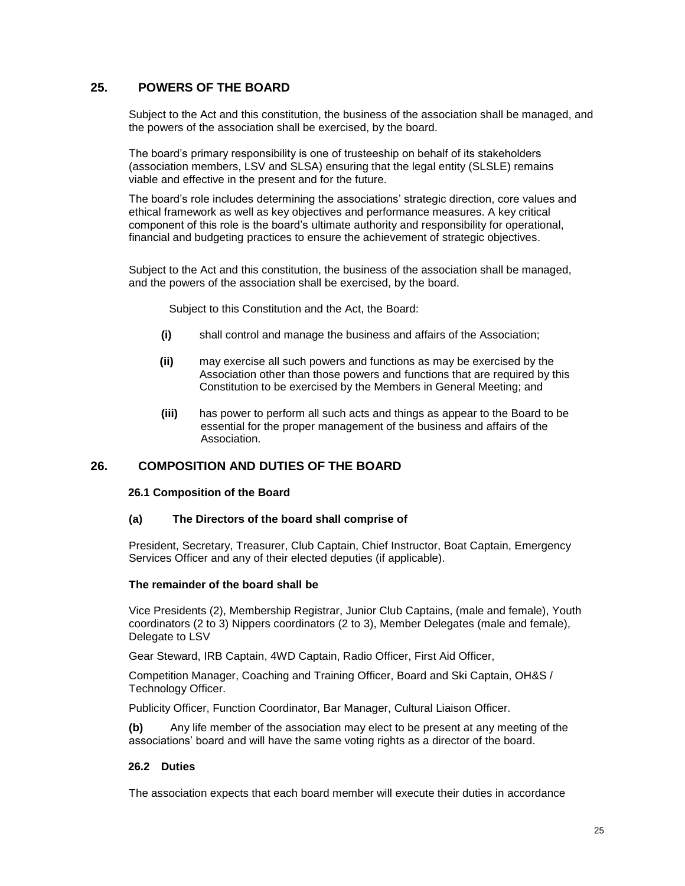## 25. POWERS OF THE BOARD

Subject to the Act and this constitution, the business of the association shall be managed, and the powers of the association shall be exercised, by the board.

The board's primary responsibility is one of trusteeship on behalf of its stakeholders (association members, LSV and SLSA) ensuring that the legal entity (SLSLE) remains viable and effective in the present and for the future.

The board's role includes determining the associations' strategic direction, core values and ethical framework as well as key objectives and performance measures. A key critical component of this role is the board's ultimate authority and responsibility for operational, financial and budgeting practices to ensure the achievement of strategic objectives.

Subject to the Act and this constitution, the business of the association shall be managed, and the powers of the association shall be exercised, by the board.

Subject to this Constitution and the Act, the Board:

- **(i)** shall control and manage the business and affairs of the Association;
- **(ii)** may exercise all such powers and functions as may be exercised by the Association other than those powers and functions that are required by this Constitution to be exercised by the Members in General Meeting; and
- **(iii)** has power to perform all such acts and things as appear to the Board to be essential for the proper management of the business and affairs of the Association.

## 26. COMPOSITION AND DUTIES OF THE BOARD

### 26.1 Composition of the Board

**(a) The Directors of the board shall comprise of**

President, Secretary, Treasurer, Club Captain, Chief Instructor, Boat Captain, Emergency Services Officer and any of their elected deputies (if applicable).

**The remainder of the board shall be**

Vice Presidents (2), Membership Registrar, Junior Club Captains, (male and female), Youth coordinators (2 to 3) Nippers coordinators (2 to 3), Member Delegates (male and female), Delegate to LSV

Gear Steward, IRB Captain, 4WD Captain, Radio Officer, First Aid Officer,

Competition Manager, Coaching and Training Officer, Board and Ski Captain, OH&S / Technology Officer.

Publicity Officer, Function Coordinator, Bar Manager, Cultural Liaison Officer.

**(b)** Any life member of the association may elect to be present at any meeting of the associations' board and will have the same voting rights as a director of the board.

### 26.2 Duties

The association expects that each board member will execute their duties in accordance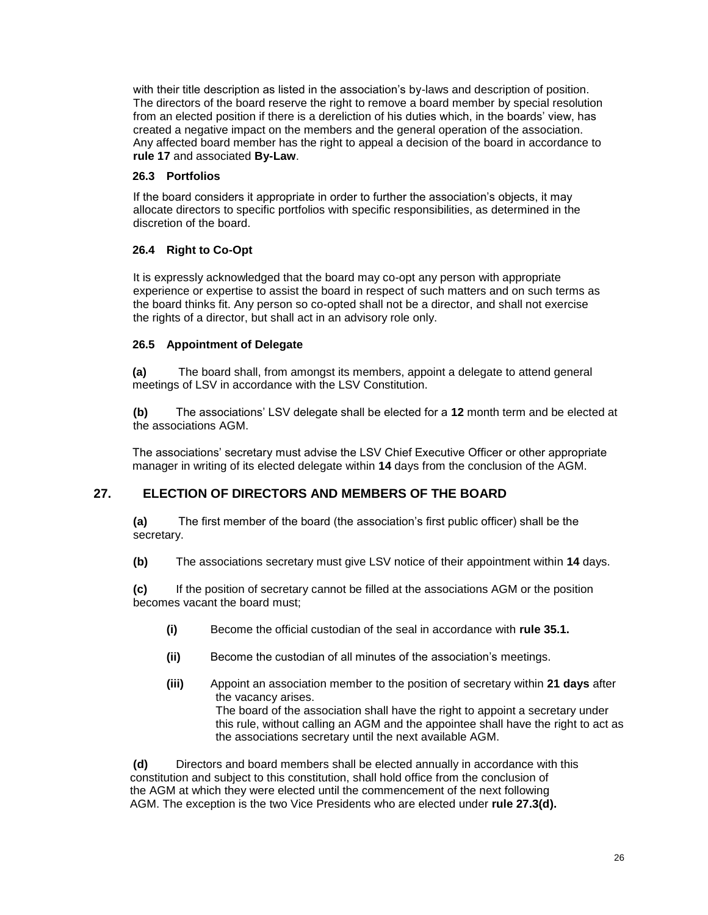with their title description as listed in the association's by-laws and description of position. The directors of the board reserve the right to remove a board member by special resolution from an elected position if there is a dereliction of his duties which, in the boards' view, has created a negative impact on the members and the general operation of the association. Any affected board member has the right to appeal a decision of the board in accordance to **rule 17** and associated **By-Law**.

### 26.3 Portfolios

If the board considers it appropriate in order to further the association's objects, it may allocate directors to specific portfolios with specific responsibilities, as determined in the discretion of the board.

### 26.4 Right to Co-Opt

It is expressly acknowledged that the board may co-opt any person with appropriate experience or expertise to assist the board in respect of such matters and on such terms as the board thinks fit. Any person so co-opted shall not be a director, and shall not exercise the rights of a director, but shall act in an advisory role only.

### 26.5 Appointment of Delegate

**(a)** The board shall, from amongst its members, appoint a delegate to attend general meetings of LSV in accordance with the LSV Constitution.

**(b)** The associations' LSV delegate shall be elected for a **12** month term and be elected at the associations AGM.

The associations' secretary must advise the LSV Chief Executive Officer or other appropriate manager in writing of its elected delegate within **14** days from the conclusion of the AGM.

## 27. ELECTION OF DIRECTORS AND MEMBERS OF THE BOARD

**(a)** The first member of the board (the association's first public officer) shall be the secretary.

**(b)** The associations secretary must give LSV notice of their appointment within **14** days.

**(c)** If the position of secretary cannot be filled at the associations AGM or the position becomes vacant the board must;

- **(i)** Become the official custodian of the seal in accordance with **rule 35.1.**
- **(ii)** Become the custodian of all minutes of the association's meetings.
- **(iii)** Appoint an association member to the position of secretary within **21 days** after the vacancy arises.
  The board of the association shall have the right to appoint a secretary under this rule, without calling an AGM and the appointee shall have the right to act as the associations secretary until the next available AGM.

**(d)** Directors and board members shall be elected annually in accordance with this constitution and subject to this constitution, shall hold office from the conclusion of the AGM at which they were elected until the commencement of the next following AGM. The exception is the two Vice Presidents who are elected under **rule 27.3(d).**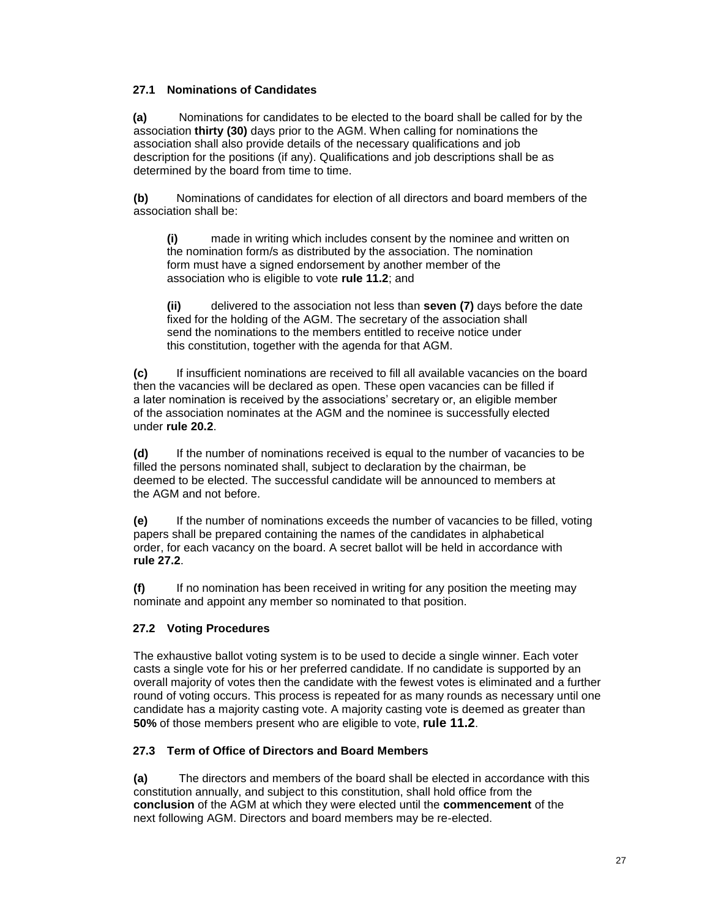### 27.1 Nominations of Candidates

**(a)** Nominations for candidates to be elected to the board shall be called for by the association **thirty (30)** days prior to the AGM. When calling for nominations the association shall also provide details of the necessary qualifications and job description for the positions (if any). Qualifications and job descriptions shall be as determined by the board from time to time.

**(b)** Nominations of candidates for election of all directors and board members of the association shall be:

**(i)** made in writing which includes consent by the nominee and written on the nomination form/s as distributed by the association. The nomination form must have a signed endorsement by another member of the association who is eligible to vote **rule 11.2**; and

**(ii)** delivered to the association not less than **seven (7)** days before the date fixed for the holding of the AGM. The secretary of the association shall send the nominations to the members entitled to receive notice under this constitution, together with the agenda for that AGM.

**(c)** If insufficient nominations are received to fill all available vacancies on the board then the vacancies will be declared as open. These open vacancies can be filled if a later nomination is received by the associations' secretary or, an eligible member of the association nominates at the AGM and the nominee is successfully elected under **rule 20.2**.

**(d)** If the number of nominations received is equal to the number of vacancies to be filled the persons nominated shall, subject to declaration by the chairman, be deemed to be elected. The successful candidate will be announced to members at the AGM and not before.

**(e)** If the number of nominations exceeds the number of vacancies to be filled, voting papers shall be prepared containing the names of the candidates in alphabetical order, for each vacancy on the board. A secret ballot will be held in accordance with **rule 27.2**.

**(f)** If no nomination has been received in writing for any position the meeting may nominate and appoint any member so nominated to that position.

### 27.2 Voting Procedures

The exhaustive ballot voting system is to be used to decide a single winner. Each voter casts a single vote for his or her preferred candidate. If no candidate is supported by an overall majority of votes then the candidate with the fewest votes is eliminated and a further round of voting occurs. This process is repeated for as many rounds as necessary until one candidate has a majority casting vote. A majority casting vote is deemed as greater than **50%** of those members present who are eligible to vote, **rule 11.2**.

### 27.3 Term of Office of Directors and Board Members

**(a)** The directors and members of the board shall be elected in accordance with this constitution annually, and subject to this constitution, shall hold office from the **conclusion** of the AGM at which they were elected until the **commencement** of the next following AGM. Directors and board members may be re-elected.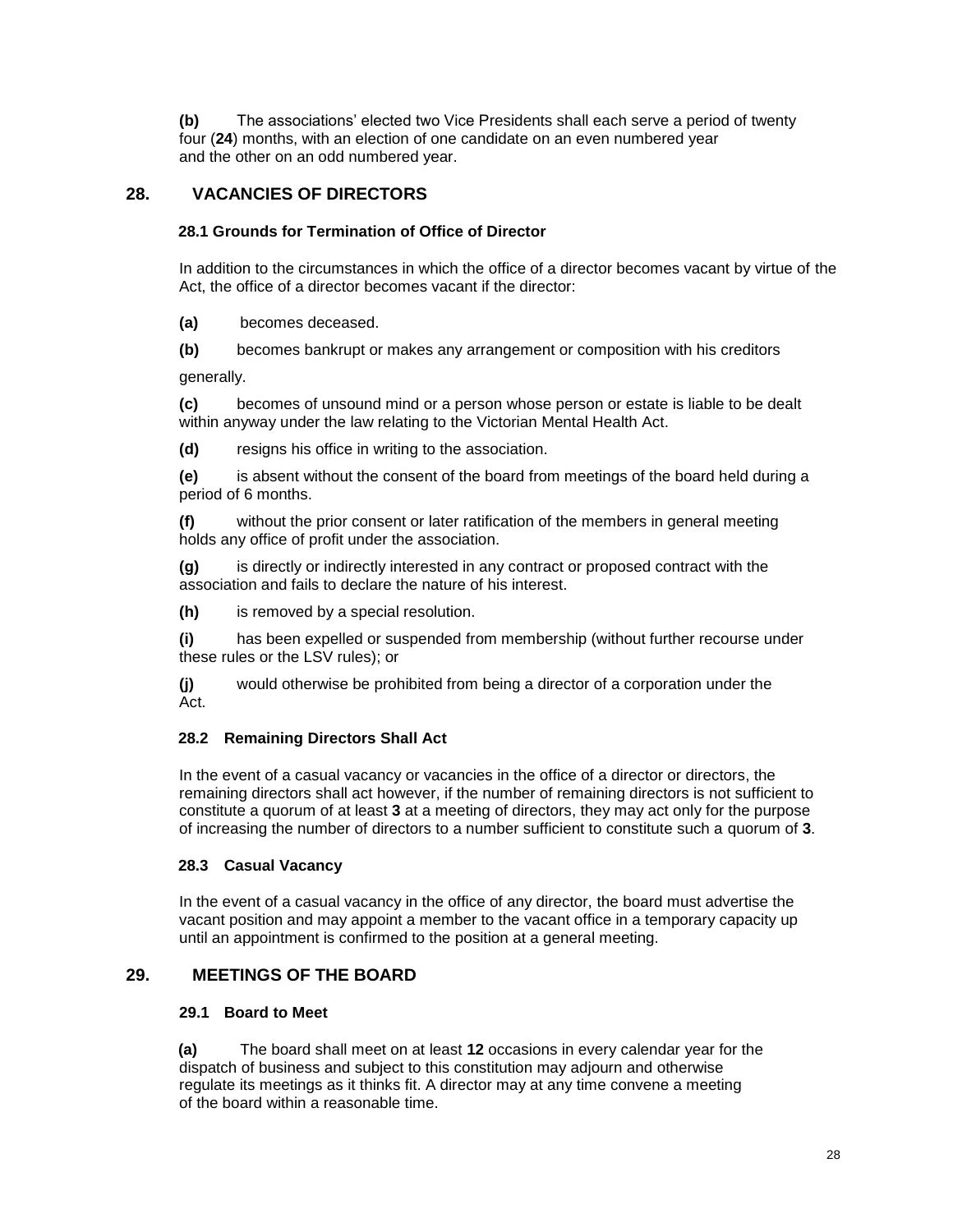**(b)** The associations' elected two Vice Presidents shall each serve a period of twenty four (**24**) months, with an election of one candidate on an even numbered year and the other on an odd numbered year.

## 28. VACANCIES OF DIRECTORS

### 28.1 Grounds for Termination of Office of Director

In addition to the circumstances in which the office of a director becomes vacant by virtue of the Act, the office of a director becomes vacant if the director:

**(a)** becomes deceased.

**(b)** becomes bankrupt or makes any arrangement or composition with his creditors generally.

**(c)** becomes of unsound mind or a person whose person or estate is liable to be dealt within anyway under the law relating to the Victorian Mental Health Act.

**(d)** resigns his office in writing to the association.

**(e)** is absent without the consent of the board from meetings of the board held during a period of 6 months.

**(f)** without the prior consent or later ratification of the members in general meeting holds any office of profit under the association.

**(g)** is directly or indirectly interested in any contract or proposed contract with the association and fails to declare the nature of his interest.

**(h)** is removed by a special resolution.

**(i)** has been expelled or suspended from membership (without further recourse under these rules or the LSV rules); or

**(j)** would otherwise be prohibited from being a director of a corporation under the Act.

### 28.2 Remaining Directors Shall Act

In the event of a casual vacancy or vacancies in the office of a director or directors, the remaining directors shall act however, if the number of remaining directors is not sufficient to constitute a quorum of at least **3** at a meeting of directors, they may act only for the purpose of increasing the number of directors to a number sufficient to constitute such a quorum of **3**.

### 28.3 Casual Vacancy

In the event of a casual vacancy in the office of any director, the board must advertise the vacant position and may appoint a member to the vacant office in a temporary capacity up until an appointment is confirmed to the position at a general meeting.

## 29. MEETINGS OF THE BOARD

### 29.1 Board to Meet

**(a)** The board shall meet on at least **12** occasions in every calendar year for the dispatch of business and subject to this constitution may adjourn and otherwise regulate its meetings as it thinks fit. A director may at any time convene a meeting of the board within a reasonable time.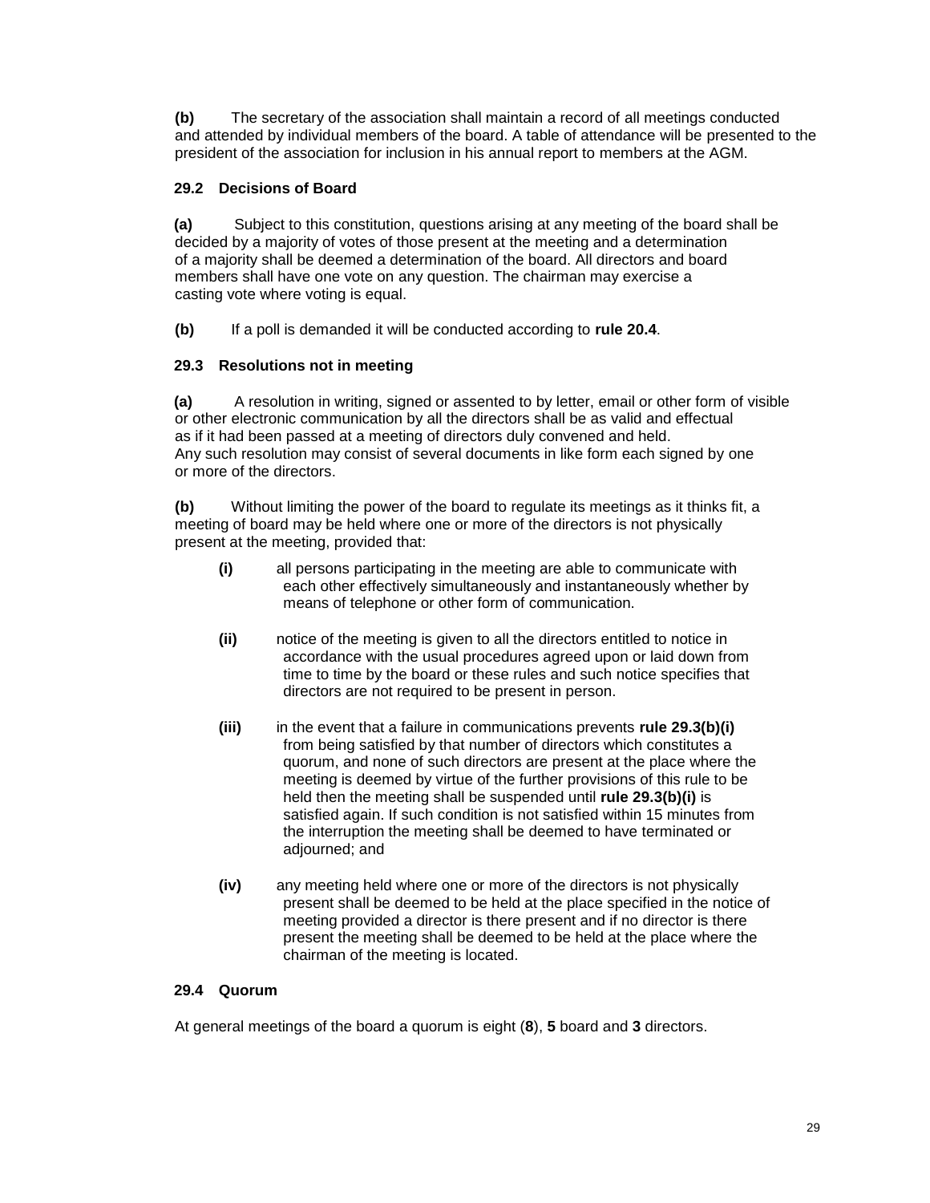**(b)** The secretary of the association shall maintain a record of all meetings conducted and attended by individual members of the board. A table of attendance will be presented to the president of the association for inclusion in his annual report to members at the AGM.

### 29.2 Decisions of Board

**(a)** Subject to this constitution, questions arising at any meeting of the board shall be decided by a majority of votes of those present at the meeting and a determination of a majority shall be deemed a determination of the board. All directors and board members shall have one vote on any question. The chairman may exercise a casting vote where voting is equal.

**(b)** If a poll is demanded it will be conducted according to **rule 20.4**.

### 29.3 Resolutions not in meeting

**(a)** A resolution in writing, signed or assented to by letter, email or other form of visible or other electronic communication by all the directors shall be as valid and effectual as if it had been passed at a meeting of directors duly convened and held. Any such resolution may consist of several documents in like form each signed by one or more of the directors.

**(b)** Without limiting the power of the board to regulate its meetings as it thinks fit, a meeting of board may be held where one or more of the directors is not physically present at the meeting, provided that:

- **(i)** all persons participating in the meeting are able to communicate with each other effectively simultaneously and instantaneously whether by means of telephone or other form of communication.

- **(ii)** notice of the meeting is given to all the directors entitled to notice in accordance with the usual procedures agreed upon or laid down from time to time by the board or these rules and such notice specifies that directors are not required to be present in person.

- **(iii)** in the event that a failure in communications prevents **rule 29.3(b)(i)** from being satisfied by that number of directors which constitutes a quorum, and none of such directors are present at the place where the meeting is deemed by virtue of the further provisions of this rule to be held then the meeting shall be suspended until **rule 29.3(b)(i)** is satisfied again. If such condition is not satisfied within 15 minutes from the interruption the meeting shall be deemed to have terminated or adjourned; and

- **(iv)** any meeting held where one or more of the directors is not physically present shall be deemed to be held at the place specified in the notice of meeting provided a director is there present and if no director is there present the meeting shall be deemed to be held at the place where the chairman of the meeting is located.

### 29.4 Quorum

At general meetings of the board a quorum is eight (**8**), **5** board and **3** directors.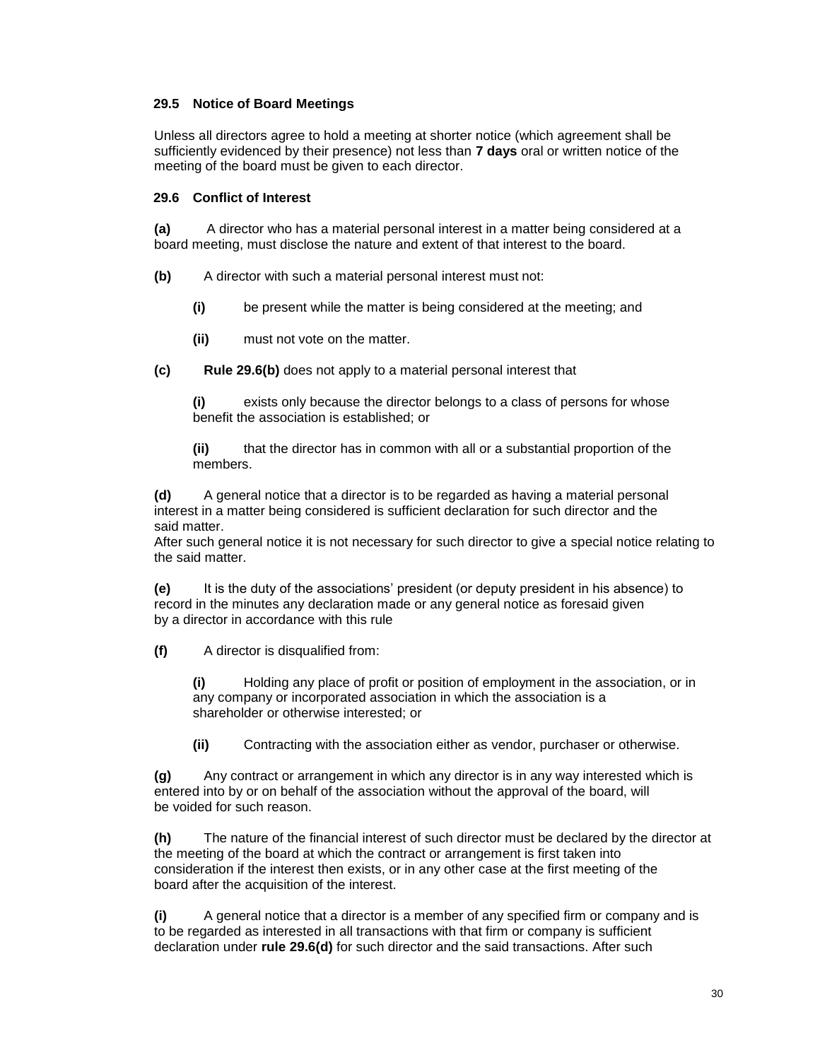### 29.5 Notice of Board Meetings

Unless all directors agree to hold a meeting at shorter notice (which agreement shall be sufficiently evidenced by their presence) not less than **7 days** oral or written notice of the meeting of the board must be given to each director.

### 29.6 Conflict of Interest

**(a)** A director who has a material personal interest in a matter being considered at a board meeting, must disclose the nature and extent of that interest to the board.

**(b)** A director with such a material personal interest must not:

> **(i)** be present while the matter is being considered at the meeting; and
>
> **(ii)** must not vote on the matter.

**(c)** **Rule 29.6(b)** does not apply to a material personal interest that

> **(i)** exists only because the director belongs to a class of persons for whose benefit the association is established; or
>
> **(ii)** that the director has in common with all or a substantial proportion of the members.

**(d)** A general notice that a director is to be regarded as having a material personal interest in a matter being considered is sufficient declaration for such director and the said matter.
After such general notice it is not necessary for such director to give a special notice relating to the said matter.

**(e)** It is the duty of the associations' president (or deputy president in his absence) to record in the minutes any declaration made or any general notice as foresaid given by a director in accordance with this rule

**(f)** A director is disqualified from:

> **(i)** Holding any place of profit or position of employment in the association, or in any company or incorporated association in which the association is a shareholder or otherwise interested; or
>
> **(ii)** Contracting with the association either as vendor, purchaser or otherwise.

**(g)** Any contract or arrangement in which any director is in any way interested which is entered into by or on behalf of the association without the approval of the board, will be voided for such reason.

**(h)** The nature of the financial interest of such director must be declared by the director at the meeting of the board at which the contract or arrangement is first taken into consideration if the interest then exists, or in any other case at the first meeting of the board after the acquisition of the interest.

**(i)** A general notice that a director is a member of any specified firm or company and is to be regarded as interested in all transactions with that firm or company is sufficient declaration under **rule 29.6(d)** for such director and the said transactions. After such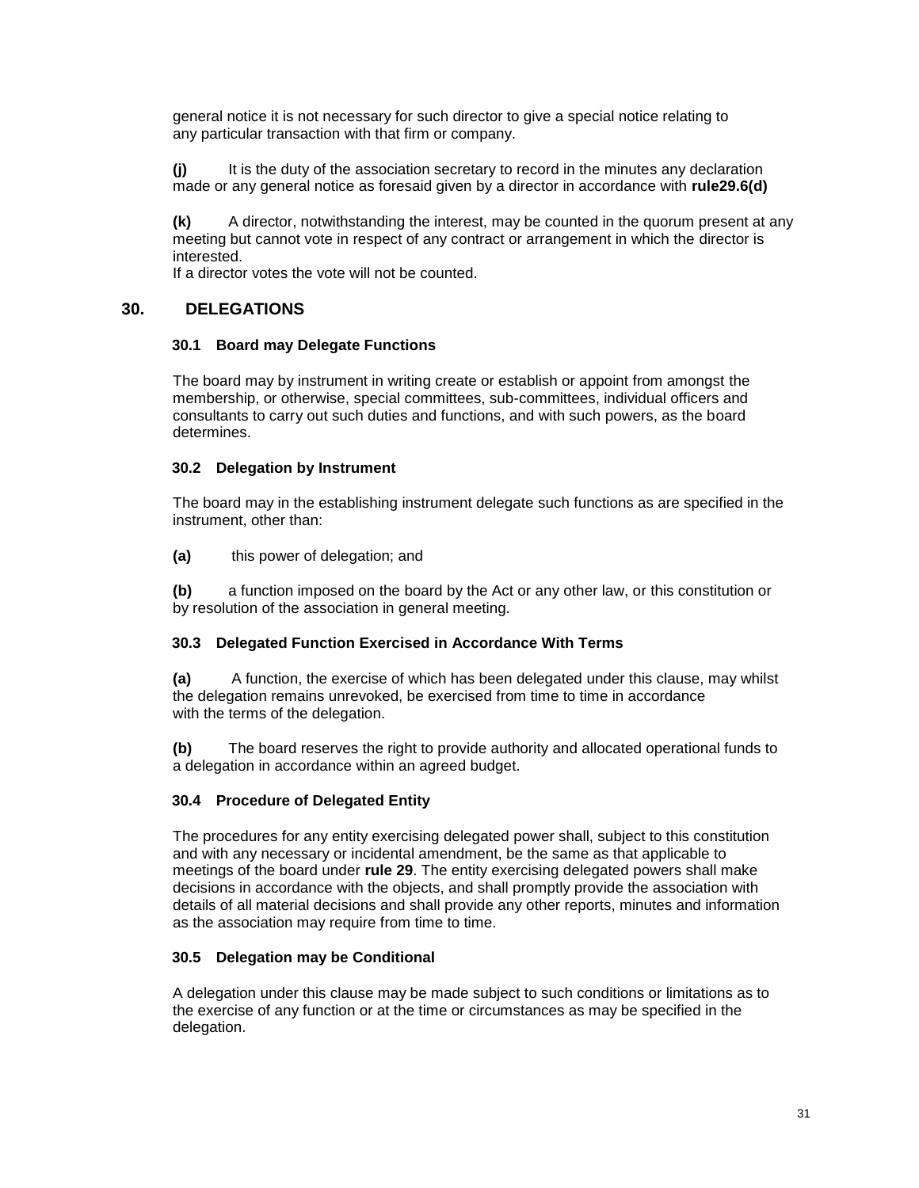general notice it is not necessary for such director to give a special notice relating to any particular transaction with that firm or company.

**(j)** It is the duty of the association secretary to record in the minutes any declaration made or any general notice as foresaid given by a director in accordance with **rule29.6(d)**

**(k)** A director, notwithstanding the interest, may be counted in the quorum present at any meeting but cannot vote in respect of any contract or arrangement in which the director is interested.
If a director votes the vote will not be counted.

## 30. DELEGATIONS

### 30.1 Board may Delegate Functions

The board may by instrument in writing create or establish or appoint from amongst the membership, or otherwise, special committees, sub-committees, individual officers and consultants to carry out such duties and functions, and with such powers, as the board determines.

### 30.2 Delegation by Instrument

The board may in the establishing instrument delegate such functions as are specified in the instrument, other than:

**(a)** this power of delegation; and

**(b)** a function imposed on the board by the Act or any other law, or this constitution or by resolution of the association in general meeting.

### 30.3 Delegated Function Exercised in Accordance With Terms

**(a)** A function, the exercise of which has been delegated under this clause, may whilst the delegation remains unrevoked, be exercised from time to time in accordance with the terms of the delegation.

**(b)** The board reserves the right to provide authority and allocated operational funds to a delegation in accordance within an agreed budget.

### 30.4 Procedure of Delegated Entity

The procedures for any entity exercising delegated power shall, subject to this constitution and with any necessary or incidental amendment, be the same as that applicable to meetings of the board under **rule 29**. The entity exercising delegated powers shall make decisions in accordance with the objects, and shall promptly provide the association with details of all material decisions and shall provide any other reports, minutes and information as the association may require from time to time.

### 30.5 Delegation may be Conditional

A delegation under this clause may be made subject to such conditions or limitations as to the exercise of any function or at the time or circumstances as may be specified in the delegation.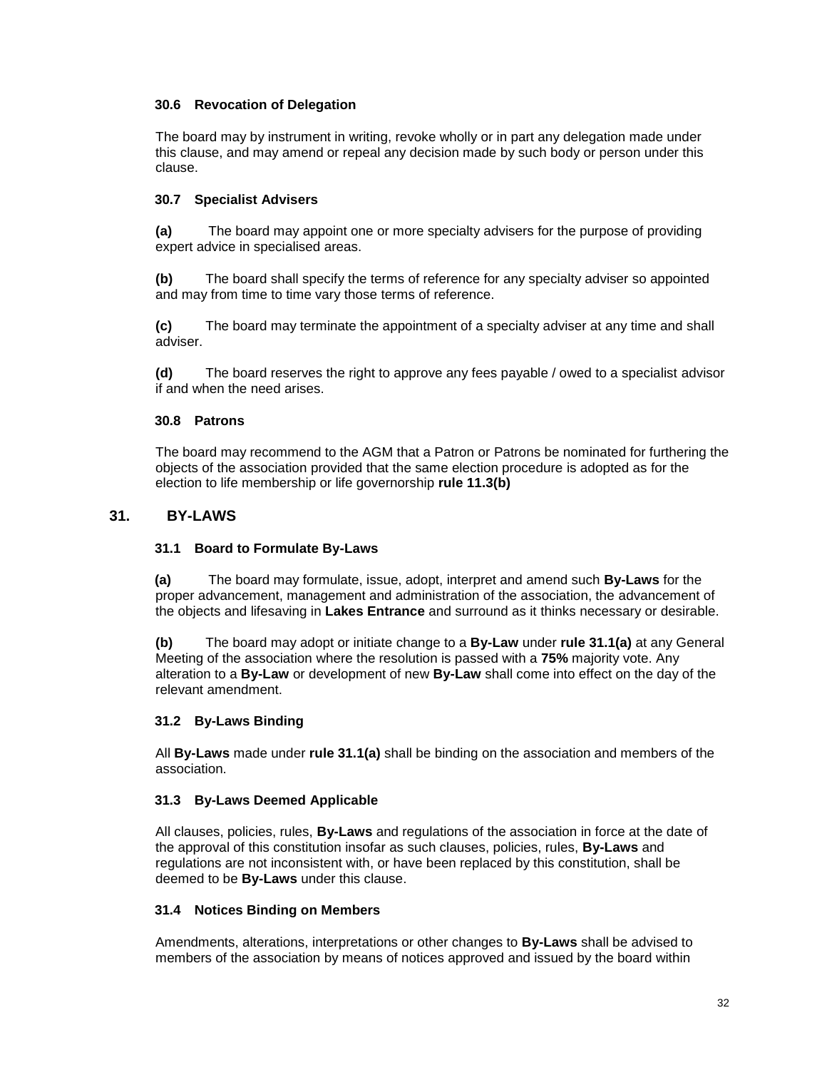### 30.6 Revocation of Delegation

The board may by instrument in writing, revoke wholly or in part any delegation made under this clause, and may amend or repeal any decision made by such body or person under this clause.

### 30.7 Specialist Advisers

**(a)** The board may appoint one or more specialty advisers for the purpose of providing expert advice in specialised areas.

**(b)** The board shall specify the terms of reference for any specialty adviser so appointed and may from time to time vary those terms of reference.

**(c)** The board may terminate the appointment of a specialty adviser at any time and shall adviser.

**(d)** The board reserves the right to approve any fees payable / owed to a specialist advisor if and when the need arises.

### 30.8 Patrons

The board may recommend to the AGM that a Patron or Patrons be nominated for furthering the objects of the association provided that the same election procedure is adopted as for the election to life membership or life governorship **rule 11.3(b)**

## 31. BY-LAWS

### 31.1 Board to Formulate By-Laws

**(a)** The board may formulate, issue, adopt, interpret and amend such **By-Laws** for the proper advancement, management and administration of the association, the advancement of the objects and lifesaving in **Lakes Entrance** and surround as it thinks necessary or desirable.

**(b)** The board may adopt or initiate change to a **By-Law** under **rule 31.1(a)** at any General Meeting of the association where the resolution is passed with a **75%** majority vote. Any alteration to a **By-Law** or development of new **By-Law** shall come into effect on the day of the relevant amendment.

### 31.2 By-Laws Binding

All **By-Laws** made under **rule 31.1(a)** shall be binding on the association and members of the association.

### 31.3 By-Laws Deemed Applicable

All clauses, policies, rules, **By-Laws** and regulations of the association in force at the date of the approval of this constitution insofar as such clauses, policies, rules, **By-Laws** and regulations are not inconsistent with, or have been replaced by this constitution, shall be deemed to be **By-Laws** under this clause.

### 31.4 Notices Binding on Members

Amendments, alterations, interpretations or other changes to **By-Laws** shall be advised to members of the association by means of notices approved and issued by the board within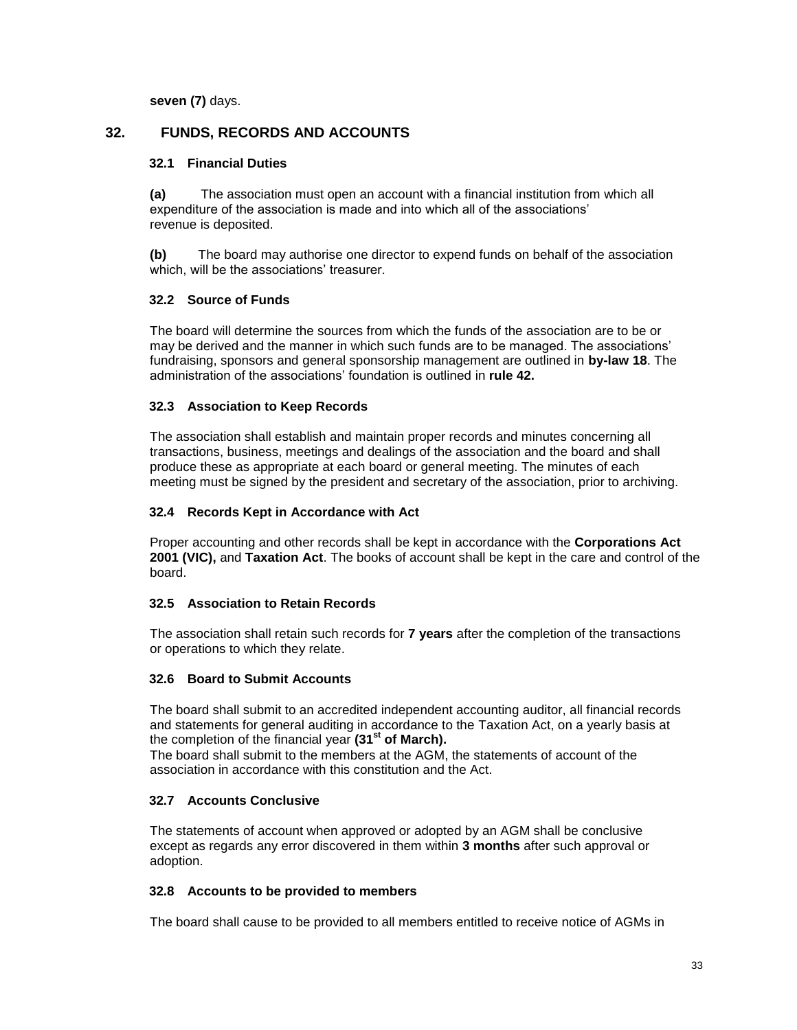**seven (7)** days.

## 32. FUNDS, RECORDS AND ACCOUNTS

### 32.1 Financial Duties

**(a)** The association must open an account with a financial institution from which all expenditure of the association is made and into which all of the associations' revenue is deposited.

**(b)** The board may authorise one director to expend funds on behalf of the association which, will be the associations' treasurer.

### 32.2 Source of Funds

The board will determine the sources from which the funds of the association are to be or may be derived and the manner in which such funds are to be managed. The associations' fundraising, sponsors and general sponsorship management are outlined in **by-law 18**. The administration of the associations' foundation is outlined in **rule 42.**

### 32.3 Association to Keep Records

The association shall establish and maintain proper records and minutes concerning all transactions, business, meetings and dealings of the association and the board and shall produce these as appropriate at each board or general meeting. The minutes of each meeting must be signed by the president and secretary of the association, prior to archiving.

### 32.4 Records Kept in Accordance with Act

Proper accounting and other records shall be kept in accordance with the **Corporations Act 2001 (VIC),** and **Taxation Act**. The books of account shall be kept in the care and control of the board.

### 32.5 Association to Retain Records

The association shall retain such records for **7 years** after the completion of the transactions or operations to which they relate.

### 32.6 Board to Submit Accounts

The board shall submit to an accredited independent accounting auditor, all financial records and statements for general auditing in accordance to the Taxation Act, on a yearly basis at the completion of the financial year **(31st of March).**
The board shall submit to the members at the AGM, the statements of account of the association in accordance with this constitution and the Act.

### 32.7 Accounts Conclusive

The statements of account when approved or adopted by an AGM shall be conclusive except as regards any error discovered in them within **3 months** after such approval or adoption.

### 32.8 Accounts to be provided to members

The board shall cause to be provided to all members entitled to receive notice of AGMs in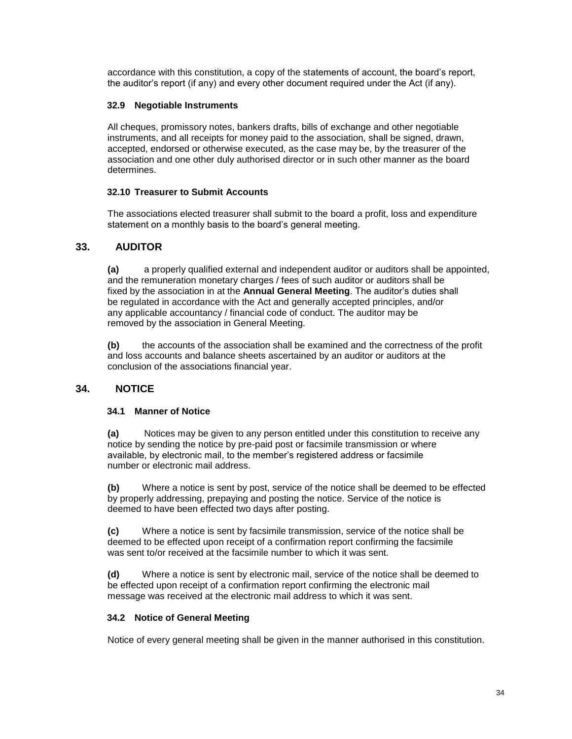accordance with this constitution, a copy of the statements of account, the board's report, the auditor's report (if any) and every other document required under the Act (if any).

### 32.9 Negotiable Instruments

All cheques, promissory notes, bankers drafts, bills of exchange and other negotiable instruments, and all receipts for money paid to the association, shall be signed, drawn, accepted, endorsed or otherwise executed, as the case may be, by the treasurer of the association and one other duly authorised director or in such other manner as the board determines.

### 32.10 Treasurer to Submit Accounts

The associations elected treasurer shall submit to the board a profit, loss and expenditure statement on a monthly basis to the board's general meeting.

## 33. AUDITOR

**(a)** a properly qualified external and independent auditor or auditors shall be appointed, and the remuneration monetary charges / fees of such auditor or auditors shall be fixed by the association in at the **Annual General Meeting**. The auditor's duties shall be regulated in accordance with the Act and generally accepted principles, and/or any applicable accountancy / financial code of conduct. The auditor may be removed by the association in General Meeting.

**(b)** the accounts of the association shall be examined and the correctness of the profit and loss accounts and balance sheets ascertained by an auditor or auditors at the conclusion of the associations financial year.

## 34. NOTICE

### 34.1 Manner of Notice

**(a)** Notices may be given to any person entitled under this constitution to receive any notice by sending the notice by pre-paid post or facsimile transmission or where available, by electronic mail, to the member's registered address or facsimile number or electronic mail address.

**(b)** Where a notice is sent by post, service of the notice shall be deemed to be effected by properly addressing, prepaying and posting the notice. Service of the notice is deemed to have been effected two days after posting.

**(c)** Where a notice is sent by facsimile transmission, service of the notice shall be deemed to be effected upon receipt of a confirmation report confirming the facsimile was sent to/or received at the facsimile number to which it was sent.

**(d)** Where a notice is sent by electronic mail, service of the notice shall be deemed to be effected upon receipt of a confirmation report confirming the electronic mail message was received at the electronic mail address to which it was sent.

### 34.2 Notice of General Meeting

Notice of every general meeting shall be given in the manner authorised in this constitution.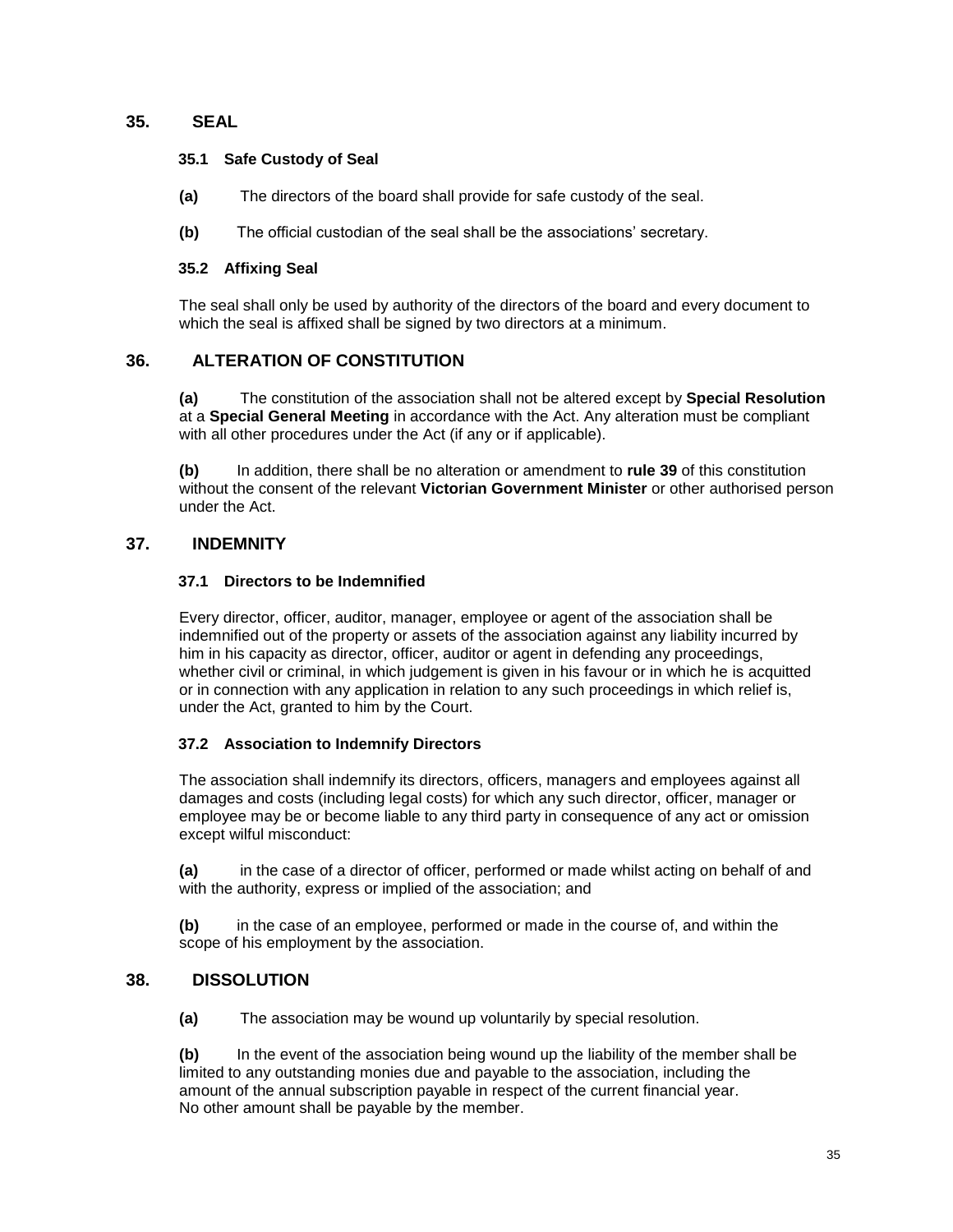## 35. SEAL

### 35.1 Safe Custody of Seal

**(a)** The directors of the board shall provide for safe custody of the seal.

**(b)** The official custodian of the seal shall be the associations' secretary.

### 35.2 Affixing Seal

The seal shall only be used by authority of the directors of the board and every document to which the seal is affixed shall be signed by two directors at a minimum.

## 36. ALTERATION OF CONSTITUTION

**(a)** The constitution of the association shall not be altered except by **Special Resolution** at a **Special General Meeting** in accordance with the Act. Any alteration must be compliant with all other procedures under the Act (if any or if applicable).

**(b)** In addition, there shall be no alteration or amendment to **rule 39** of this constitution without the consent of the relevant **Victorian Government Minister** or other authorised person under the Act.

## 37. INDEMNITY

### 37.1 Directors to be Indemnified

Every director, officer, auditor, manager, employee or agent of the association shall be indemnified out of the property or assets of the association against any liability incurred by him in his capacity as director, officer, auditor or agent in defending any proceedings, whether civil or criminal, in which judgement is given in his favour or in which he is acquitted or in connection with any application in relation to any such proceedings in which relief is, under the Act, granted to him by the Court.

### 37.2 Association to Indemnify Directors

The association shall indemnify its directors, officers, managers and employees against all damages and costs (including legal costs) for which any such director, officer, manager or employee may be or become liable to any third party in consequence of any act or omission except wilful misconduct:

**(a)** in the case of a director of officer, performed or made whilst acting on behalf of and with the authority, express or implied of the association; and

**(b)** in the case of an employee, performed or made in the course of, and within the scope of his employment by the association.

## 38. DISSOLUTION

**(a)** The association may be wound up voluntarily by special resolution.

**(b)** In the event of the association being wound up the liability of the member shall be limited to any outstanding monies due and payable to the association, including the amount of the annual subscription payable in respect of the current financial year. No other amount shall be payable by the member.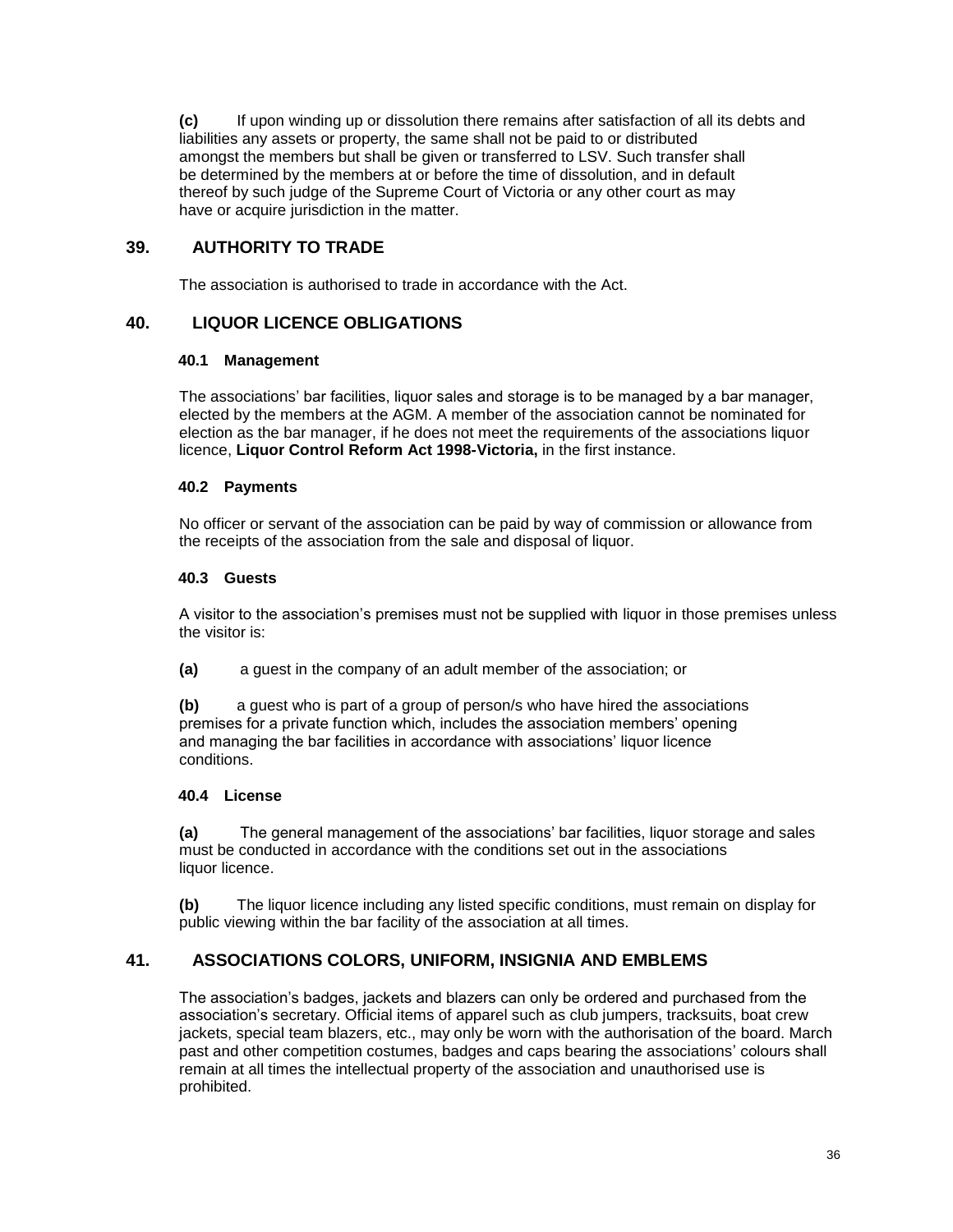**(c)** If upon winding up or dissolution there remains after satisfaction of all its debts and liabilities any assets or property, the same shall not be paid to or distributed amongst the members but shall be given or transferred to LSV. Such transfer shall be determined by the members at or before the time of dissolution, and in default thereof by such judge of the Supreme Court of Victoria or any other court as may have or acquire jurisdiction in the matter.

## 39. AUTHORITY TO TRADE

The association is authorised to trade in accordance with the Act.

## 40. LIQUOR LICENCE OBLIGATIONS

### 40.1 Management

The associations' bar facilities, liquor sales and storage is to be managed by a bar manager, elected by the members at the AGM. A member of the association cannot be nominated for election as the bar manager, if he does not meet the requirements of the associations liquor licence, **Liquor Control Reform Act 1998-Victoria,** in the first instance.

### 40.2 Payments

No officer or servant of the association can be paid by way of commission or allowance from the receipts of the association from the sale and disposal of liquor.

### 40.3 Guests

A visitor to the association's premises must not be supplied with liquor in those premises unless the visitor is:

**(a)** a guest in the company of an adult member of the association; or

**(b)** a guest who is part of a group of person/s who have hired the associations premises for a private function which, includes the association members' opening and managing the bar facilities in accordance with associations' liquor licence conditions.

### 40.4 License

**(a)** The general management of the associations' bar facilities, liquor storage and sales must be conducted in accordance with the conditions set out in the associations liquor licence.

**(b)** The liquor licence including any listed specific conditions, must remain on display for public viewing within the bar facility of the association at all times.

## 41. ASSOCIATIONS COLORS, UNIFORM, INSIGNIA AND EMBLEMS

The association's badges, jackets and blazers can only be ordered and purchased from the association's secretary. Official items of apparel such as club jumpers, tracksuits, boat crew jackets, special team blazers, etc., may only be worn with the authorisation of the board. March past and other competition costumes, badges and caps bearing the associations' colours shall remain at all times the intellectual property of the association and unauthorised use is prohibited.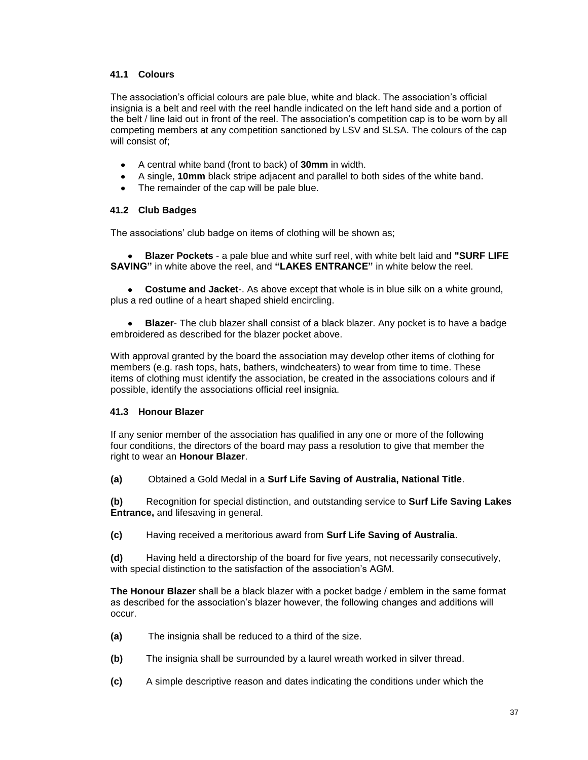### 41.1 Colours

The association's official colours are pale blue, white and black. The association's official insignia is a belt and reel with the reel handle indicated on the left hand side and a portion of the belt / line laid out in front of the reel. The association's competition cap is to be worn by all competing members at any competition sanctioned by LSV and SLSA. The colours of the cap will consist of;

- A central white band (front to back) of **30mm** in width.
- A single, **10mm** black stripe adjacent and parallel to both sides of the white band.
- The remainder of the cap will be pale blue.

### 41.2 Club Badges

The associations' club badge on items of clothing will be shown as;

- **Blazer Pockets** - a pale blue and white surf reel, with white belt laid and **"SURF LIFE SAVING"** in white above the reel, and **"LAKES ENTRANCE"** in white below the reel.
- **Costume and Jacket**-. As above except that whole is in blue silk on a white ground, plus a red outline of a heart shaped shield encircling.
- **Blazer**- The club blazer shall consist of a black blazer. Any pocket is to have a badge embroidered as described for the blazer pocket above.

With approval granted by the board the association may develop other items of clothing for members (e.g. rash tops, hats, bathers, windcheaters) to wear from time to time. These items of clothing must identify the association, be created in the associations colours and if possible, identify the associations official reel insignia.

### 41.3 Honour Blazer

If any senior member of the association has qualified in any one or more of the following four conditions, the directors of the board may pass a resolution to give that member the right to wear an **Honour Blazer**.

**(a)** Obtained a Gold Medal in a **Surf Life Saving of Australia, National Title**.

**(b)** Recognition for special distinction, and outstanding service to **Surf Life Saving Lakes Entrance,** and lifesaving in general.

**(c)** Having received a meritorious award from **Surf Life Saving of Australia**.

**(d)** Having held a directorship of the board for five years, not necessarily consecutively, with special distinction to the satisfaction of the association's AGM.

**The Honour Blazer** shall be a black blazer with a pocket badge / emblem in the same format as described for the association's blazer however, the following changes and additions will occur.

**(a)** The insignia shall be reduced to a third of the size.

**(b)** The insignia shall be surrounded by a laurel wreath worked in silver thread.

**(c)** A simple descriptive reason and dates indicating the conditions under which the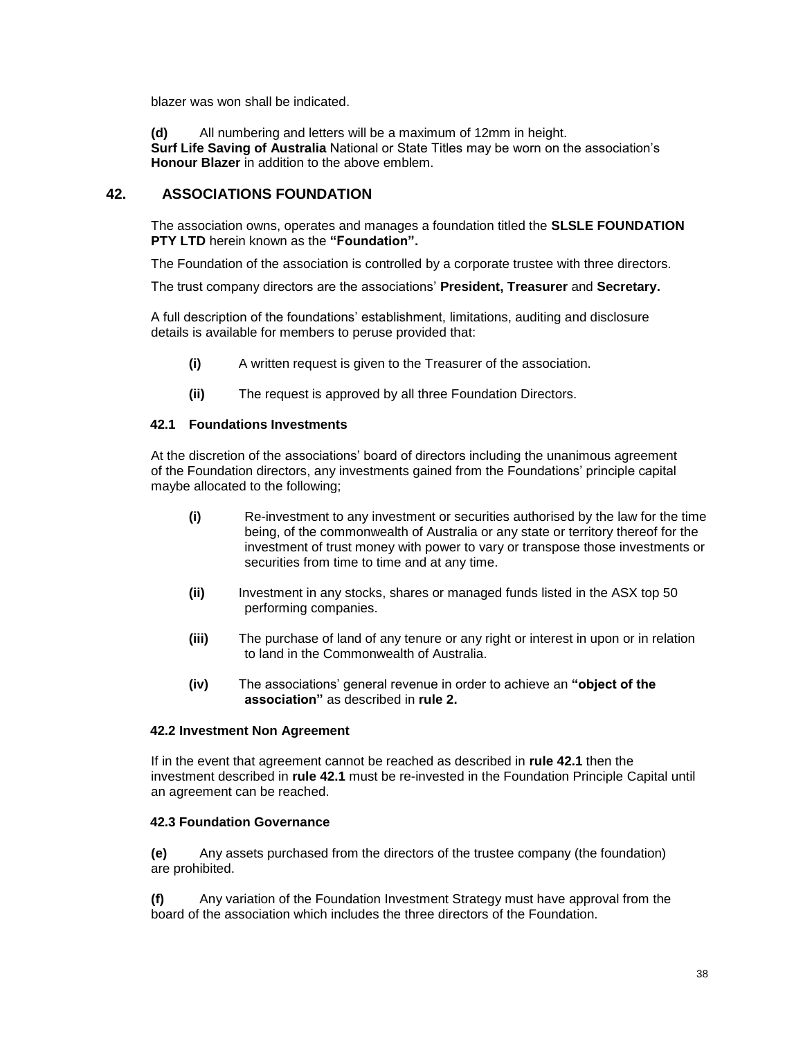blazer was won shall be indicated.

**(d)** All numbering and letters will be a maximum of 12mm in height.
**Surf Life Saving of Australia** National or State Titles may be worn on the association's **Honour Blazer** in addition to the above emblem.

## 42. ASSOCIATIONS FOUNDATION

The association owns, operates and manages a foundation titled the **SLSLE FOUNDATION PTY LTD** herein known as the **"Foundation".**

The Foundation of the association is controlled by a corporate trustee with three directors.

The trust company directors are the associations' **President, Treasurer** and **Secretary.**

A full description of the foundations' establishment, limitations, auditing and disclosure details is available for members to peruse provided that:

- **(i)** A written request is given to the Treasurer of the association.
- **(ii)** The request is approved by all three Foundation Directors.

### 42.1 Foundations Investments

At the discretion of the associations' board of directors including the unanimous agreement of the Foundation directors, any investments gained from the Foundations' principle capital maybe allocated to the following;

- **(i)** Re-investment to any investment or securities authorised by the law for the time being, of the commonwealth of Australia or any state or territory thereof for the investment of trust money with power to vary or transpose those investments or securities from time to time and at any time.
- **(ii)** Investment in any stocks, shares or managed funds listed in the ASX top 50 performing companies.
- **(iii)** The purchase of land of any tenure or any right or interest in upon or in relation to land in the Commonwealth of Australia.
- **(iv)** The associations' general revenue in order to achieve an **"object of the association"** as described in **rule 2.**

### 42.2 Investment Non Agreement

If in the event that agreement cannot be reached as described in **rule 42.1** then the investment described in **rule 42.1** must be re-invested in the Foundation Principle Capital until an agreement can be reached.

### 42.3 Foundation Governance

**(e)** Any assets purchased from the directors of the trustee company (the foundation) are prohibited.

**(f)** Any variation of the Foundation Investment Strategy must have approval from the board of the association which includes the three directors of the Foundation.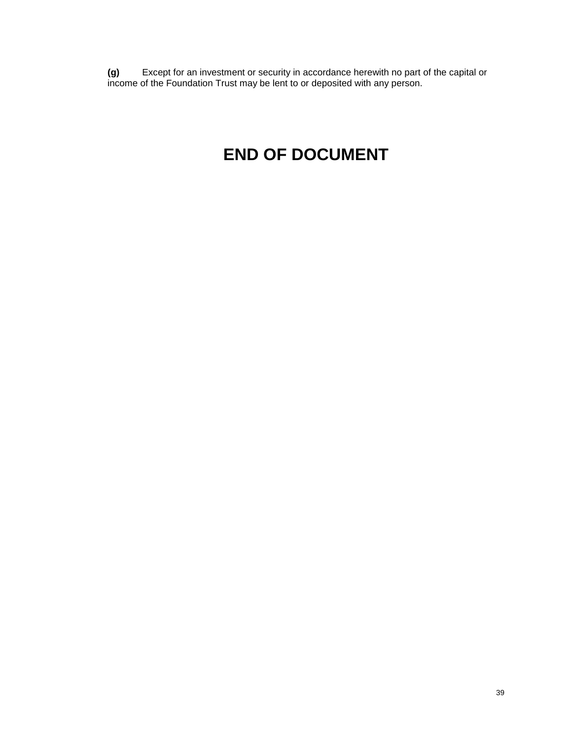**(g)** Except for an investment or security in accordance herewith no part of the capital or income of the Foundation Trust may be lent to or deposited with any person.

# END OF DOCUMENT